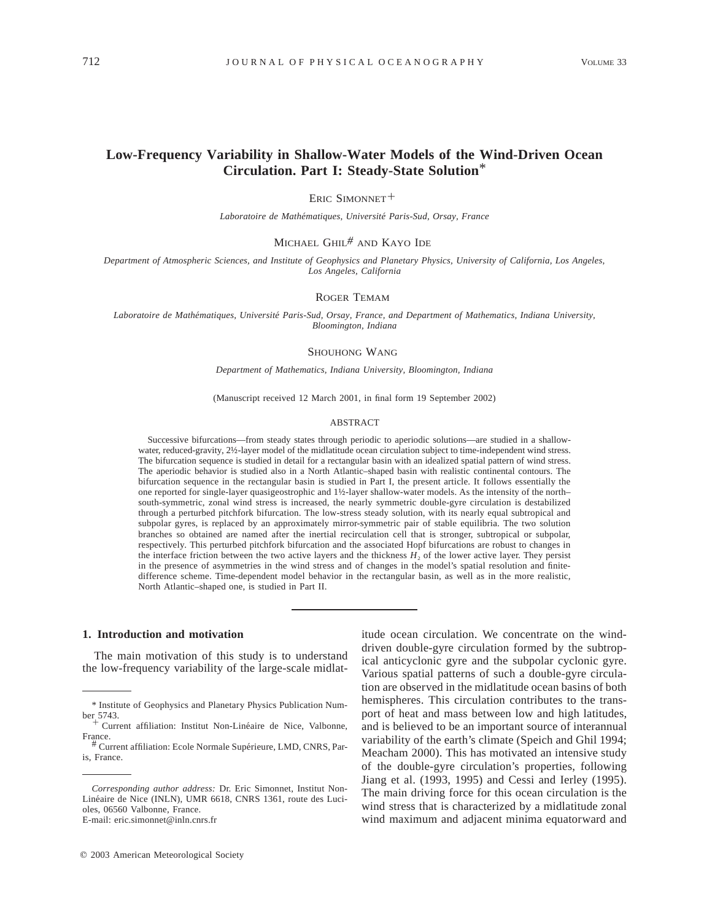# Low-Frequency Variability in Shallow-Water Models of the Wind-Driven Ocean Circulation. Part I: Steady-State Solution*

Eric Simonnet+

*Laboratoire de Mathématiques, Université Paris-Sud, Orsay, France*

Michael Ghil# and Kayo Ide

*Department of Atmospheric Sciences, and Institute of Geophysics and Planetary Physics, University of California, Los Angeles, Los Angeles, California*

Roger Temam

*Laboratoire de Mathématiques, Université Paris-Sud, Orsay, France, and Department of Mathematics, Indiana University, Bloomington, Indiana*

Shouhong Wang

*Department of Mathematics, Indiana University, Bloomington, Indiana*

(Manuscript received 12 March 2001, in final form 19 September 2002)

## ABSTRACT

Successive bifurcations—from steady states through periodic to aperiodic solutions—are studied in a shallow-water, reduced-gravity, 2½-layer model of the midlatitude ocean circulation subject to time-independent wind stress. The bifurcation sequence is studied in detail for a rectangular basin with an idealized spatial pattern of wind stress. The aperiodic behavior is studied also in a North Atlantic–shaped basin with realistic continental contours. The bifurcation sequence in the rectangular basin is studied in Part I, the present article. It follows essentially the one reported for single-layer quasigeostrophic and 1½-layer shallow-water models. As the intensity of the north–south-symmetric, zonal wind stress is increased, the nearly symmetric double-gyre circulation is destabilized through a perturbed pitchfork bifurcation. The low-stress steady solution, with its nearly equal subtropical and subpolar gyres, is replaced by an approximately mirror-symmetric pair of stable equilibria. The two solution branches so obtained are named after the inertial recirculation cell that is stronger, subtropical or subpolar, respectively. This perturbed pitchfork bifurcation and the associated Hopf bifurcations are robust to changes in the interface friction between the two active layers and the thickness $H_2$ of the lower active layer. They persist in the presence of asymmetries in the wind stress and of changes in the model's spatial resolution and finite-difference scheme. Time-dependent model behavior in the rectangular basin, as well as in the more realistic, North Atlantic–shaped one, is studied in Part II.

## 1. Introduction and motivation

The main motivation of this study is to understand the low-frequency variability of the large-scale midlatitude ocean circulation. We concentrate on the wind-driven double-gyre circulation formed by the subtropical anticyclonic gyre and the subpolar cyclonic gyre. Various spatial patterns of such a double-gyre circulation are observed in the midlatitude ocean basins of both hemispheres. This circulation contributes to the transport of heat and mass between low and high latitudes, and is believed to be an important source of interannual variability of the earth's climate (Speich and Ghil 1994; Meacham 2000). This has motivated an intensive study of the double-gyre circulation's properties, following Jiang et al. (1993, 1995) and Cessi and Ierley (1995). The main driving force for this ocean circulation is the wind stress that is characterized by a midlatitude zonal wind maximum and adjacent minima equatorward and

---

\* Institute of Geophysics and Planetary Physics Publication Number 5743.

\+ Current affiliation: Institut Non-Linéaire de Nice, Valbonne, France.

\# Current affiliation: Ecole Normale Supérieure, LMD, CNRS, Paris, France.

*Corresponding author address:* Dr. Eric Simonnet, Institut Non-Linéaire de Nice (INLN), UMR 6618, CNRS 1361, route des Lucioles, 06560 Valbonne, France.
E-mail: eric.simonnet@inln.cnrs.fr

© 2003 American Meteorological Society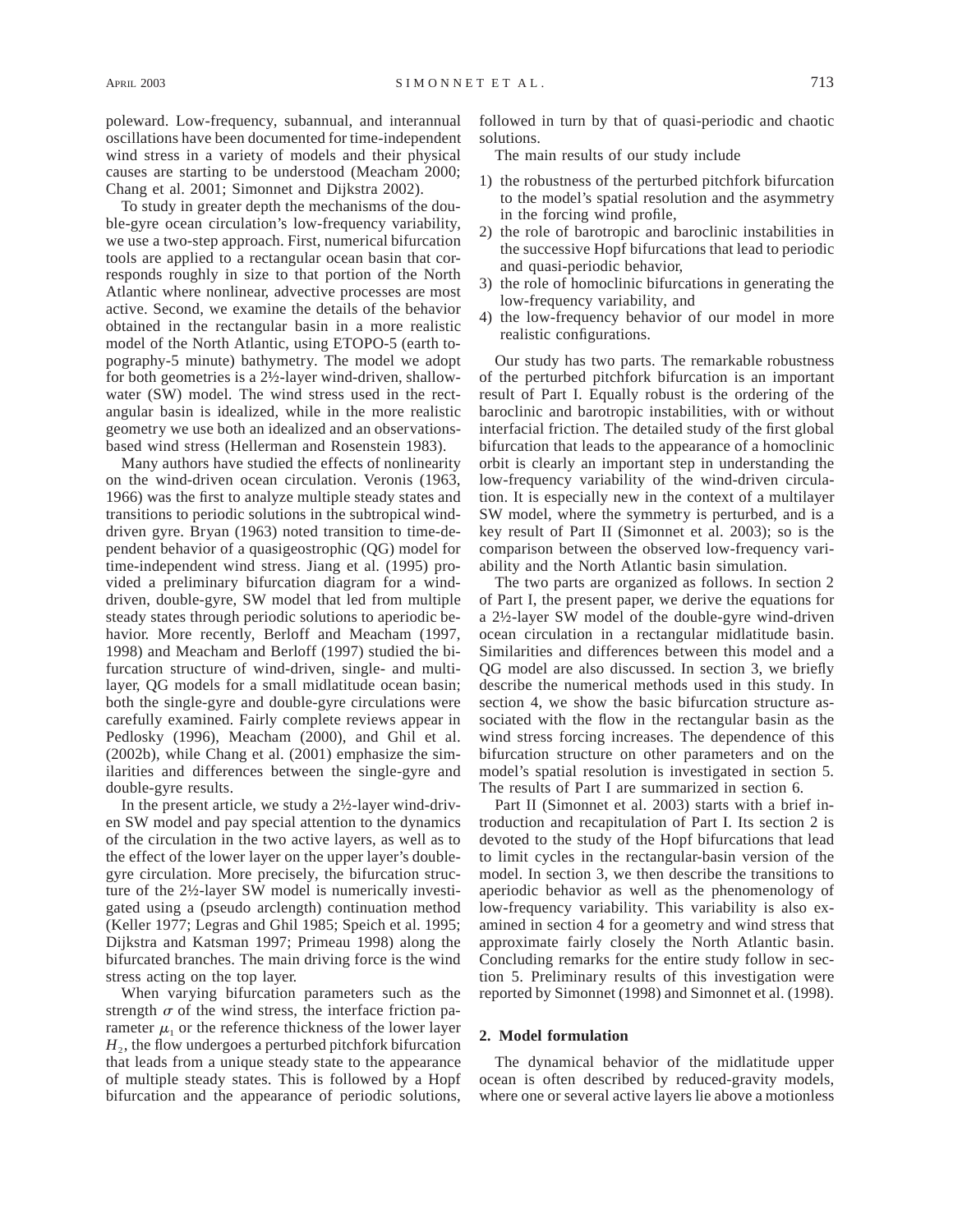poleward. Low-frequency, subannual, and interannual oscillations have been documented for time-independent wind stress in a variety of models and their physical causes are starting to be understood (Meacham 2000; Chang et al. 2001; Simonnet and Dijkstra 2002).

To study in greater depth the mechanisms of the double-gyre ocean circulation's low-frequency variability, we use a two-step approach. First, numerical bifurcation tools are applied to a rectangular ocean basin that corresponds roughly in size to that portion of the North Atlantic where nonlinear, advective processes are most active. Second, we examine the details of the behavior obtained in the rectangular basin in a more realistic model of the North Atlantic, using ETOPO-5 (earth topography-5 minute) bathymetry. The model we adopt for both geometries is a 2½-layer wind-driven, shallow-water (SW) model. The wind stress used in the rectangular basin is idealized, while in the more realistic geometry we use both an idealized and an observations-based wind stress (Hellerman and Rosenstein 1983).

Many authors have studied the effects of nonlinearity on the wind-driven ocean circulation. Veronis (1963, 1966) was the first to analyze multiple steady states and transitions to periodic solutions in the subtropical wind-driven gyre. Bryan (1963) noted transition to time-dependent behavior of a quasigeostrophic (QG) model for time-independent wind stress. Jiang et al. (1995) provided a preliminary bifurcation diagram for a wind-driven, double-gyre, SW model that led from multiple steady states through periodic solutions to aperiodic behavior. More recently, Berloff and Meacham (1997, 1998) and Meacham and Berloff (1997) studied the bifurcation structure of wind-driven, single- and multilayer, QG models for a small midlatitude ocean basin; both the single-gyre and double-gyre circulations were carefully examined. Fairly complete reviews appear in Pedlosky (1996), Meacham (2000), and Ghil et al. (2002b), while Chang et al. (2001) emphasize the similarities and differences between the single-gyre and double-gyre results.

In the present article, we study a 2½-layer wind-driven SW model and pay special attention to the dynamics of the circulation in the two active layers, as well as to the effect of the lower layer on the upper layer's double-gyre circulation. More precisely, the bifurcation structure of the 2½-layer SW model is numerically investigated using a (pseudo arclength) continuation method (Keller 1977; Legras and Ghil 1985; Speich et al. 1995; Dijkstra and Katsman 1997; Primeau 1998) along the bifurcated branches. The main driving force is the wind stress acting on the top layer.

When varying bifurcation parameters such as the strength $\sigma$ of the wind stress, the interface friction parameter $\mu_1$ or the reference thickness of the lower layer $H_2$, the flow undergoes a perturbed pitchfork bifurcation that leads from a unique steady state to the appearance of multiple steady states. This is followed by a Hopf bifurcation and the appearance of periodic solutions, followed in turn by that of quasi-periodic and chaotic solutions.

The main results of our study include

1) the robustness of the perturbed pitchfork bifurcation to the model's spatial resolution and the asymmetry in the forcing wind profile,
2) the role of barotropic and baroclinic instabilities in the successive Hopf bifurcations that lead to periodic and quasi-periodic behavior,
3) the role of homoclinic bifurcations in generating the low-frequency variability, and
4) the low-frequency behavior of our model in more realistic configurations.

Our study has two parts. The remarkable robustness of the perturbed pitchfork bifurcation is an important result of Part I. Equally robust is the ordering of the baroclinic and barotropic instabilities, with or without interfacial friction. The detailed study of the first global bifurcation that leads to the appearance of a homoclinic orbit is clearly an important step in understanding the low-frequency variability of the wind-driven circulation. It is especially new in the context of a multilayer SW model, where the symmetry is perturbed, and is a key result of Part II (Simonnet et al. 2003); so is the comparison between the observed low-frequency variability and the North Atlantic basin simulation.

The two parts are organized as follows. In section 2 of Part I, the present paper, we derive the equations for a 2½-layer SW model of the double-gyre wind-driven ocean circulation in a rectangular midlatitude basin. Similarities and differences between this model and a QG model are also discussed. In section 3, we briefly describe the numerical methods used in this study. In section 4, we show the basic bifurcation structure associated with the flow in the rectangular basin as the wind stress forcing increases. The dependence of this bifurcation structure on other parameters and on the model's spatial resolution is investigated in section 5. The results of Part I are summarized in section 6.

Part II (Simonnet et al. 2003) starts with a brief introduction and recapitulation of Part I. Its section 2 is devoted to the study of the Hopf bifurcations that lead to limit cycles in the rectangular-basin version of the model. In section 3, we then describe the transitions to aperiodic behavior as well as the phenomenology of low-frequency variability. This variability is also examined in section 4 for a geometry and wind stress that approximate fairly closely the North Atlantic basin. Concluding remarks for the entire study follow in section 5. Preliminary results of this investigation were reported by Simonnet (1998) and Simonnet et al. (1998).

## 2. Model formulation

The dynamical behavior of the midlatitude upper ocean is often described by reduced-gravity models, where one or several active layers lie above a motionless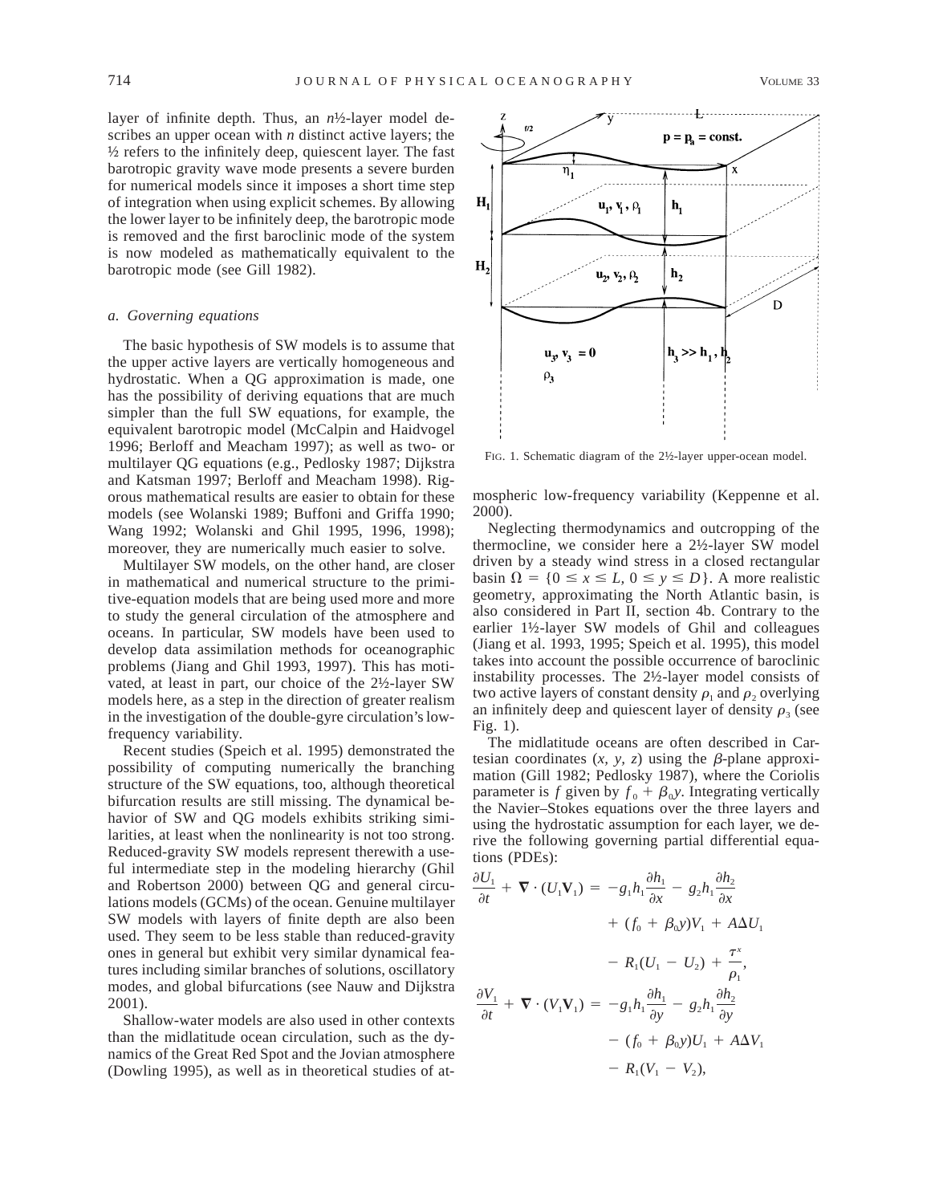layer of infinite depth. Thus, an $n$½-layer model describes an upper ocean with $n$ distinct active layers; the ½ refers to the infinitely deep, quiescent layer. The fast barotropic gravity wave mode presents a severe burden for numerical models since it imposes a short time step of integration when using explicit schemes. By allowing the lower layer to be infinitely deep, the barotropic mode is removed and the first baroclinic mode of the system is now modeled as mathematically equivalent to the barotropic mode (see Gill 1982).

### *a. Governing equations*

The basic hypothesis of SW models is to assume that the upper active layers are vertically homogeneous and hydrostatic. When a QG approximation is made, one has the possibility of deriving equations that are much simpler than the full SW equations, for example, the equivalent barotropic model (McCalpin and Haidvogel 1996; Berloff and Meacham 1997); as well as two- or multilayer QG equations (e.g., Pedlosky 1987; Dijkstra and Katsman 1997; Berloff and Meacham 1998). Rigorous mathematical results are easier to obtain for these models (see Wolanski 1989; Buffoni and Griffa 1990; Wang 1992; Wolanski and Ghil 1995, 1996, 1998); moreover, they are numerically much easier to solve.

Multilayer SW models, on the other hand, are closer in mathematical and numerical structure to the primitive-equation models that are being used more and more to study the general circulation of the atmosphere and oceans. In particular, SW models have been used to develop data assimilation methods for oceanographic problems (Jiang and Ghil 1993, 1997). This has motivated, at least in part, our choice of the 2½-layer SW models here, as a step in the direction of greater realism in the investigation of the double-gyre circulation's low-frequency variability.

Recent studies (Speich et al. 1995) demonstrated the possibility of computing numerically the branching structure of the SW equations, too, although theoretical bifurcation results are still missing. The dynamical behavior of SW and QG models exhibits striking similarities, at least when the nonlinearity is not too strong. Reduced-gravity SW models represent therewith a useful intermediate step in the modeling hierarchy (Ghil and Robertson 2000) between QG and general circulations models (GCMs) of the ocean. Genuine multilayer SW models with layers of finite depth are also been used. They seem to be less stable than reduced-gravity ones in general but exhibit very similar dynamical features including similar branches of solutions, oscillatory modes, and global bifurcations (see Nauw and Dijkstra 2001).

Shallow-water models are also used in other contexts than the midlatitude ocean circulation, such as the dynamics of the Great Red Spot and the Jovian atmosphere (Dowling 1995), as well as in theoretical studies of atmospheric low-frequency variability (Keppenne et al. 2000).

FIG. 1. Schematic diagram of the 2½-layer upper-ocean model.

Neglecting thermodynamics and outcropping of the thermocline, we consider here a 2½-layer SW model driven by a steady wind stress in a closed rectangular basin $\Omega = \{0 \leq x \leq L, 0 \leq y \leq D\}$. A more realistic geometry, approximating the North Atlantic basin, is also considered in Part II, section 4b. Contrary to the earlier 1½-layer SW models of Ghil and colleagues (Jiang et al. 1993, 1995; Speich et al. 1995), this model takes into account the possible occurrence of baroclinic instability processes. The 2½-layer model consists of two active layers of constant density $\rho_1$ and $\rho_2$ overlying an infinitely deep and quiescent layer of density $\rho_3$ (see Fig. 1).

The midlatitude oceans are often described in Cartesian coordinates ($x$, $y$, $z$) using the $\beta$-plane approximation (Gill 1982; Pedlosky 1987), where the Coriolis parameter is $f$ given by $f_0 + \beta_0 y$. Integrating vertically the Navier–Stokes equations over the three layers and using the hydrostatic assumption for each layer, we derive the following governing partial differential equations (PDEs):

$$\begin{aligned}
\frac{\partial U_1}{\partial t} + \nabla \cdot (U_1 \mathbf{V}_1) = & -g_1 h_1 \frac{\partial h_1}{\partial x} - g_2 h_1 \frac{\partial h_2}{\partial x} \\
& + (f_0 + \beta_0 y) V_1 + A \Delta U_1 \\
& - R_1 (U_1 - U_2) + \frac{\tau^x}{\rho_1}, \\
\frac{\partial V_1}{\partial t} + \nabla \cdot (V_1 \mathbf{V}_1) = & -g_1 h_1 \frac{\partial h_1}{\partial y} - g_2 h_1 \frac{\partial h_2}{\partial y} \\
& - (f_0 + \beta_0 y) U_1 + A \Delta V_1 \\
& - R_1 (V_1 - V_2),
\end{aligned}$$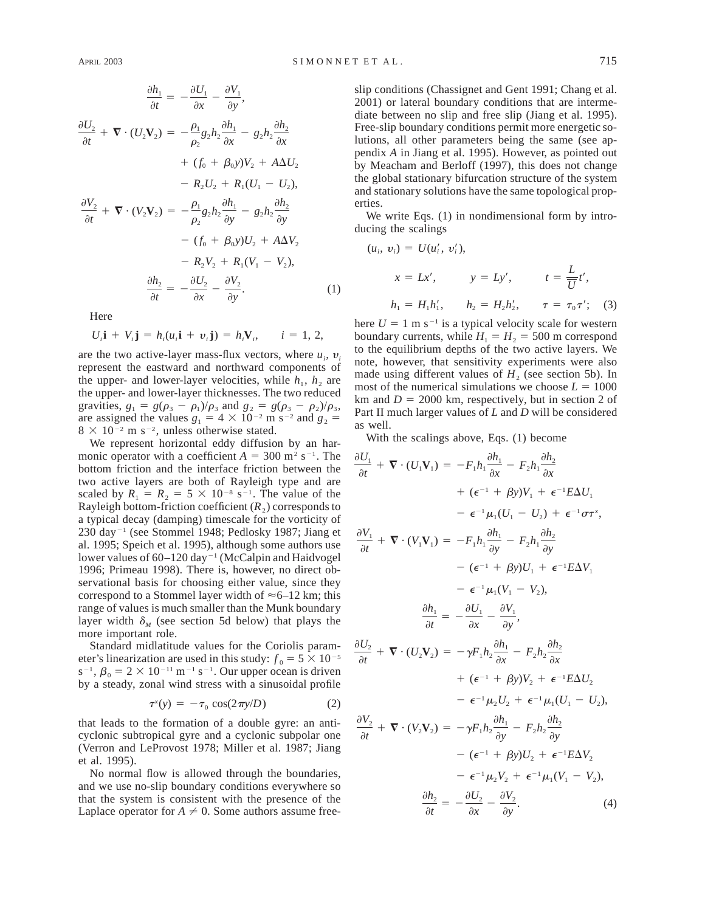$$
\begin{aligned}
\frac{\partial h_1}{\partial t} &= -\frac{\partial U_1}{\partial x} - \frac{\partial V_1}{\partial y},\\
\frac{\partial U_2}{\partial t} + \nabla \cdot (U_2 \mathbf{V}_2) &= -\frac{\rho_1}{\rho_2} g_2 h_2 \frac{\partial h_1}{\partial x} - g_2 h_2 \frac{\partial h_2}{\partial x}\\
&\quad + (f_0 + \beta_0 y) V_2 + A \Delta U_2\\
&\quad - R_2 U_2 + R_1 (U_1 - U_2),\\
\frac{\partial V_2}{\partial t} + \nabla \cdot (V_2 \mathbf{V}_2) &= -\frac{\rho_1}{\rho_2} g_2 h_2 \frac{\partial h_1}{\partial y} - g_2 h_2 \frac{\partial h_2}{\partial y}\\
&\quad - (f_0 + \beta_0 y) U_2 + A \Delta V_2\\
&\quad - R_2 V_2 + R_1 (V_1 - V_2),\\
\frac{\partial h_2}{\partial t} &= -\frac{\partial U_2}{\partial x} - \frac{\partial V_2}{\partial y}.
\end{aligned}
\tag{1}
$$

Here

$$
U_i \mathbf{i} + V_i \mathbf{j} = h_i (u_i \mathbf{i} + v_i \mathbf{j}) = h_i \mathbf{V}_i, \qquad i = 1, 2,
$$

are the two active-layer mass-flux vectors, where $u_i$, $v_i$ represent the eastward and northward components of the upper- and lower-layer velocities, while $h_1$, $h_2$ are the upper- and lower-layer thicknesses. The two reduced gravities, $g_1 = g(\rho_3 - \rho_1)/\rho_3$ and $g_2 = g(\rho_3 - \rho_2)/\rho_3$, are assigned the values $g_1 = 4 \times 10^{-2}$ m s$^{-2}$ and $g_2 = 8 \times 10^{-2}$ m s$^{-2}$, unless otherwise stated.

We represent horizontal eddy diffusion by an harmonic operator with a coefficient $A = 300$ m$^2$ s$^{-1}$. The bottom friction and the interface friction between the two active layers are both of Rayleigh type and are scaled by $R_1 = R_2 = 5 \times 10^{-8}$ s$^{-1}$. The value of the Rayleigh bottom-friction coefficient ($R_2$) corresponds to a typical decay (damping) timescale for the vorticity of 230 day$^{-1}$ (see Stommel 1948; Pedlosky 1987; Jiang et al. 1995; Speich et al. 1995), although some authors use lower values of 60–120 day$^{-1}$ (McCalpin and Haidvogel 1996; Primeau 1998). There is, however, no direct observational basis for choosing either value, since they correspond to a Stommel layer width of ≈6–12 km; this range of values is much smaller than the Munk boundary layer width $\delta_M$ (see section 5d below) that plays the more important role.

Standard midlatitude values for the Coriolis parameter's linearization are used in this study: $f_0 = 5 \times 10^{-5}$ s$^{-1}$, $\beta_0 = 2 \times 10^{-11}$ m$^{-1}$ s$^{-1}$. Our upper ocean is driven by a steady, zonal wind stress with a sinusoidal profile

$$
\tau^x(y) = -\tau_0 \cos(2\pi y/D) \tag{2}
$$

that leads to the formation of a double gyre: an anticyclonic subtropical gyre and a cyclonic subpolar one (Verron and LeProvost 1978; Miller et al. 1987; Jiang et al. 1995).

No normal flow is allowed through the boundaries, and we use no-slip boundary conditions everywhere so that the system is consistent with the presence of the Laplace operator for $A \neq 0$. Some authors assume free-slip conditions (Chassignet and Gent 1991; Chang et al. 2001) or lateral boundary conditions that are intermediate between no slip and free slip (Jiang et al. 1995). Free-slip boundary conditions permit more energetic solutions, all other parameters being the same (see appendix *A* in Jiang et al. 1995). However, as pointed out by Meacham and Berloff (1997), this does not change the global stationary bifurcation structure of the system and stationary solutions have the same topological properties.

We write Eqs. (1) in nondimensional form by introducing the scalings

$$
\begin{aligned}
&(u_i, v_i) = U(u_i', v_i'),\\
&x = Lx', \qquad y = Ly', \qquad t = \frac{L}{U} t',\\
&h_1 = H_1 h_1', \qquad h_2 = H_2 h_2', \qquad \tau = \tau_0 \tau';
\end{aligned}
\tag{3}
$$

here $U = 1$ m s$^{-1}$ is a typical velocity scale for western boundary currents, while $H_1 = H_2 = 500$ m correspond to the equilibrium depths of the two active layers. We note, however, that sensitivity experiments were also made using different values of $H_2$ (see section 5b). In most of the numerical simulations we choose $L = 1000$ km and $D = 2000$ km, respectively, but in section 2 of Part II much larger values of $L$ and $D$ will be considered as well.

With the scalings above, Eqs. (1) become

$$
\begin{aligned}
\frac{\partial U_1}{\partial t} + \nabla \cdot (U_1 \mathbf{V}_1) &= -F_1 h_1 \frac{\partial h_1}{\partial x} - F_2 h_1 \frac{\partial h_2}{\partial x}\\
&\quad + (\epsilon^{-1} + \beta y) V_1 + \epsilon^{-1} E \Delta U_1\\
&\quad - \epsilon^{-1} \mu_1 (U_1 - U_2) + \epsilon^{-1} \sigma \tau^x,\\
\frac{\partial V_1}{\partial t} + \nabla \cdot (V_1 \mathbf{V}_1) &= -F_1 h_1 \frac{\partial h_1}{\partial y} - F_2 h_1 \frac{\partial h_2}{\partial y}\\
&\quad - (\epsilon^{-1} + \beta y) U_1 + \epsilon^{-1} E \Delta V_1\\
&\quad - \epsilon^{-1} \mu_1 (V_1 - V_2),\\
\frac{\partial h_1}{\partial t} &= -\frac{\partial U_1}{\partial x} - \frac{\partial V_1}{\partial y},\\
\frac{\partial U_2}{\partial t} + \nabla \cdot (U_2 \mathbf{V}_2) &= -\gamma F_1 h_2 \frac{\partial h_1}{\partial x} - F_2 h_2 \frac{\partial h_2}{\partial x}\\
&\quad + (\epsilon^{-1} + \beta y) V_2 + \epsilon^{-1} E \Delta U_2\\
&\quad - \epsilon^{-1} \mu_2 U_2 + \epsilon^{-1} \mu_1 (U_1 - U_2),\\
\frac{\partial V_2}{\partial t} + \nabla \cdot (V_2 \mathbf{V}_2) &= -\gamma F_1 h_2 \frac{\partial h_1}{\partial y} - F_2 h_2 \frac{\partial h_2}{\partial y}\\
&\quad - (\epsilon^{-1} + \beta y) U_2 + \epsilon^{-1} E \Delta V_2\\
&\quad - \epsilon^{-1} \mu_2 V_2 + \epsilon^{-1} \mu_1 (V_1 - V_2),\\
\frac{\partial h_2}{\partial t} &= -\frac{\partial U_2}{\partial x} - \frac{\partial V_2}{\partial y}.
\end{aligned}
\tag{4}
$$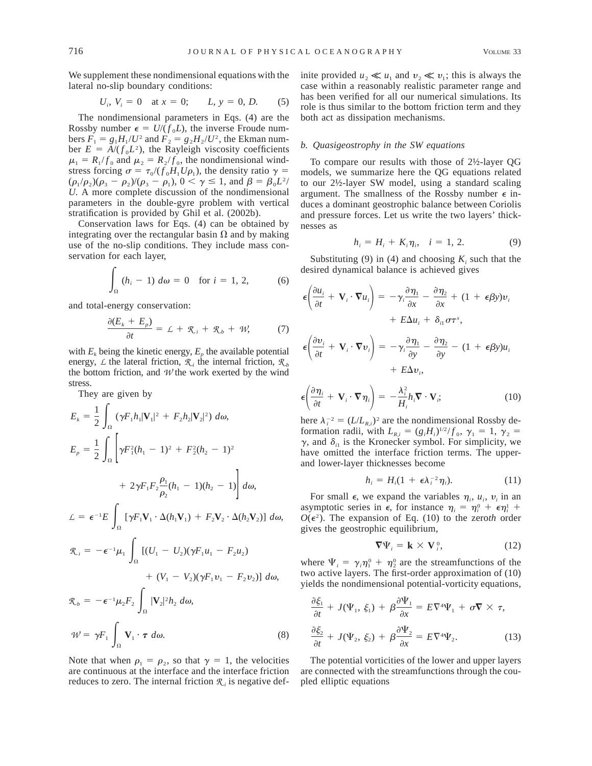We supplement these nondimensional equations with the lateral no-slip boundary conditions:

$$U_i,\ V_i = 0 \quad \text{at } x = 0; \qquad L,\ y = 0,\ D. \tag{5}$$

The nondimensional parameters in Eqs. (4) are the Rossby number $\epsilon = U/(f_0 L)$, the inverse Froude numbers $F_1 = g_1 H_1/U^2$ and $F_2 = g_2 H_2/U^2$, the Ekman number $E = A/(f_0 L^2)$, the Rayleigh viscosity coefficients $\mu_1 = R_1/f_0$ and $\mu_2 = R_2/f_0$, the nondimensional wind-stress forcing $\sigma = \tau_0/(f_0 H_1 U \rho_1)$, the density ratio $\gamma = (\rho_1/\rho_2)(\rho_3 - \rho_2)/(\rho_3 - \rho_1)$, $0 < \gamma \leq 1$, and $\beta = \beta_0 L^2/U$. A more complete discussion of the nondimensional parameters in the double-gyre problem with vertical stratification is provided by Ghil et al. (2002b).

Conservation laws for Eqs. (4) can be obtained by integrating over the rectangular basin $\Omega$ and by making use of the no-slip conditions. They include mass conservation for each layer,

$$\int_\Omega (h_i - 1)\, d\omega = 0 \quad \text{for } i = 1, 2, \tag{6}$$

and total-energy conservation:

$$\frac{\partial (E_k + E_p)}{\partial t} = \mathcal{L} + \mathcal{R}_i + \mathcal{R}_b + \mathcal{W}, \tag{7}$$

with $E_k$ being the kinetic energy, $E_p$ the available potential energy, $\mathcal{L}$ the lateral friction, $\mathcal{R}_i$ the internal friction, $\mathcal{R}_b$ the bottom friction, and $\mathcal{W}$ the work exerted by the wind stress.

They are given by

$$
\begin{aligned}
E_k &= \frac{1}{2}\int_\Omega (\gamma F_1 h_1 |\mathbf{V}_1|^2 + F_2 h_2 |\mathbf{V}_2|^2)\, d\omega,\\
E_p &= \frac{1}{2}\int_\Omega \Bigg[\gamma F_1^2 (h_1 - 1)^2 + F_2^2 (h_2 - 1)^2 \\
&\qquad + 2\gamma F_1 F_2 \frac{\rho_1}{\rho_2}(h_1 - 1)(h_2 - 1)\Bigg]\, d\omega,\\
\mathcal{L} &= \epsilon^{-1} E \int_\Omega [\gamma F_1 \mathbf{V}_1 \cdot \Delta(h_1 \mathbf{V}_1) + F_2 \mathbf{V}_2 \cdot \Delta(h_2 \mathbf{V}_2)]\, d\omega,\\
\mathcal{R}_i &= -\epsilon^{-1}\mu_1 \int_\Omega [(U_1 - U_2)(\gamma F_1 u_1 - F_2 u_2) \\
&\qquad + (V_1 - V_2)(\gamma F_1 v_1 - F_2 v_2)]\, d\omega,\\
\mathcal{R}_b &= -\epsilon^{-1}\mu_2 F_2 \int_\Omega |\mathbf{V}_2|^2 h_2\, d\omega,\\
\mathcal{W} &= \gamma F_1 \int_\Omega \mathbf{V}_1 \cdot \boldsymbol{\tau}\, d\omega.
\end{aligned} \tag{8}
$$

Note that when $\rho_1 = \rho_2$, so that $\gamma = 1$, the velocities are continuous at the interface and the interface friction reduces to zero. The internal friction $\mathcal{R}_i$ is negative definite provided $u_2 \ll u_1$ and $v_2 \ll v_1$; this is always the case within a reasonably realistic parameter range and has been verified for all our numerical simulations. Its role is thus similar to the bottom friction term and they both act as dissipation mechanisms.

### b. Quasigeostrophy in the SW equations

To compare our results with those of 2½-layer QG models, we summarize here the QG equations related to our 2½-layer SW model, using a standard scaling argument. The smallness of the Rossby number $\epsilon$ induces a dominant geostrophic balance between Coriolis and pressure forces. Let us write the two layers' thicknesses as

$$h_i = H_i + K_i \eta_i, \quad i = 1, 2. \tag{9}$$

Substituting (9) in (4) and choosing $K_i$ such that the desired dynamical balance is achieved gives

$$
\begin{aligned}
\epsilon\left(\frac{\partial u_i}{\partial t} + \mathbf{V}_i \cdot \nabla u_i\right) &= -\gamma_i \frac{\partial \eta_1}{\partial x} - \frac{\partial \eta_2}{\partial x} + (1 + \epsilon\beta y) v_i \\
&\quad + E\Delta u_i + \delta_{i1}\sigma\tau^x,\\
\epsilon\left(\frac{\partial v_i}{\partial t} + \mathbf{V}_i \cdot \nabla v_i\right) &= -\gamma_i \frac{\partial \eta_1}{\partial y} - \frac{\partial \eta_2}{\partial y} - (1 + \epsilon\beta y) u_i \\
&\quad + E\Delta v_i,\\
\epsilon\left(\frac{\partial \eta_i}{\partial t} + \mathbf{V}_i \cdot \nabla \eta_i\right) &= -\frac{\lambda_i^2}{H_i} h_i \nabla \cdot \mathbf{V}_i;
\end{aligned} \tag{10}
$$

here $\lambda_i^{-2} = (L/L_{R,i})^2$ are the nondimensional Rossby deformation radii, with $L_{R,i} = (g_i H_i)^{1/2}/f_0$, $\gamma_1 = 1$, $\gamma_2 = \gamma$, and $\delta_{i1}$ is the Kronecker symbol. For simplicity, we have omitted the interface friction terms. The upper- and lower-layer thicknesses become

$$h_i = H_i(1 + \epsilon\lambda_i^{-2}\eta_i). \tag{11}$$

For small $\epsilon$, we expand the variables $\eta_i$, $u_i$, $v_i$ in an asymptotic series in $\epsilon$, for instance $\eta_i = \eta_i^0 + \epsilon\eta_i^1 + O(\epsilon^2)$. The expansion of Eq. (10) to the zero*th* order gives the geostrophic equilibrium,

$$\nabla \Psi_i = \mathbf{k} \times \mathbf{V}_i^0, \tag{12}$$

where $\Psi_i = \gamma_i \eta_1^0 + \eta_2^0$ are the streamfunctions of the two active layers. The first-order approximation of (10) yields the nondimensional potential-vorticity equations,

$$
\begin{aligned}
\frac{\partial \xi_1}{\partial t} + J(\Psi_1, \xi_1) + \beta\frac{\partial \Psi_1}{\partial x} &= E\nabla^4\Psi_1 + \sigma\nabla \times \tau,\\
\frac{\partial \xi_2}{\partial t} + J(\Psi_2, \xi_2) + \beta\frac{\partial \Psi_2}{\partial x} &= E\nabla^4\Psi_2.
\end{aligned} \tag{13}
$$

The potential vorticities of the lower and upper layers are connected with the streamfunctions through the coupled elliptic equations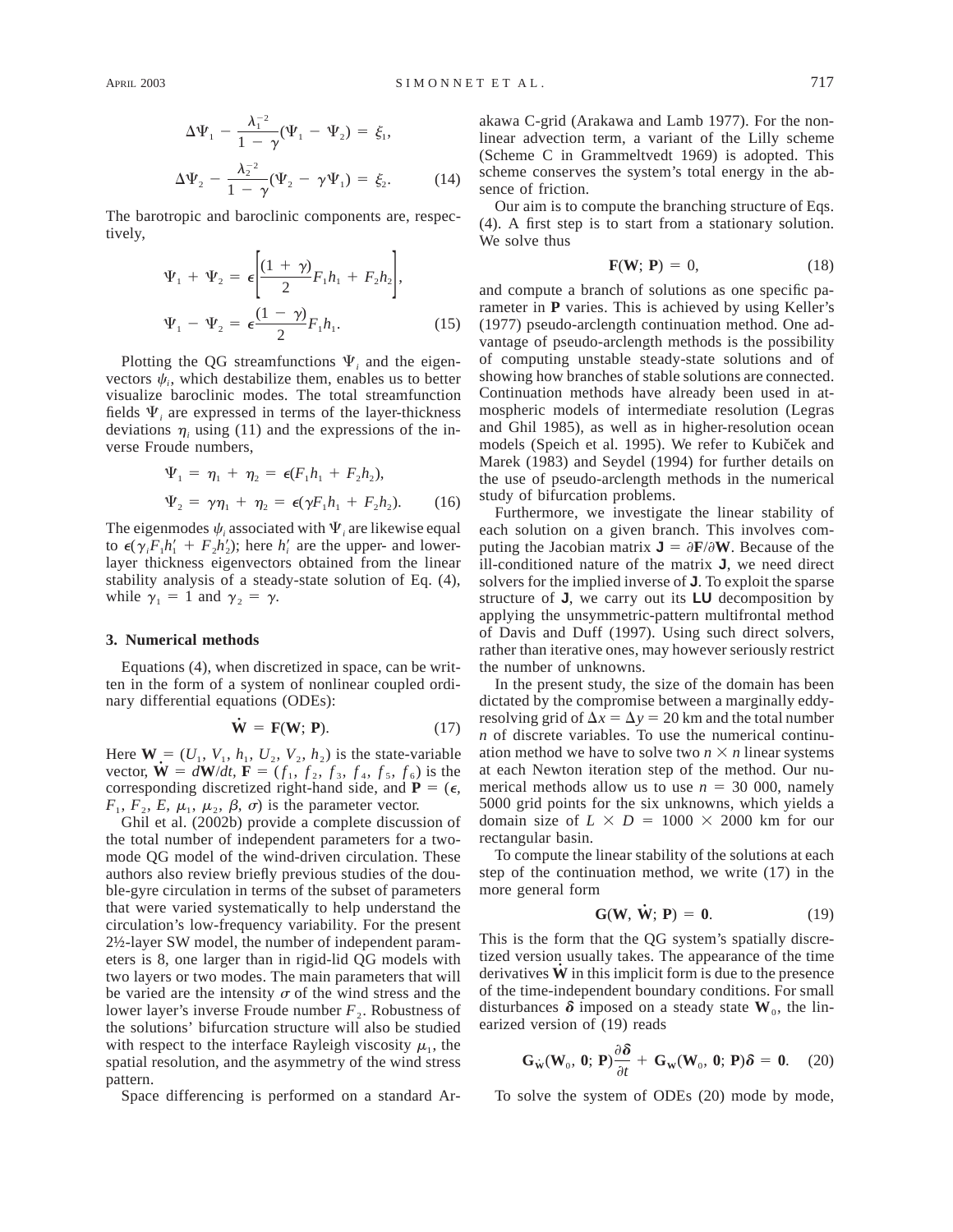$$\Delta\Psi_1 - \frac{\lambda_1^{-2}}{1-\gamma}(\Psi_1 - \Psi_2) = \xi_1,$$

$$\Delta\Psi_2 - \frac{\lambda_2^{-2}}{1-\gamma}(\Psi_2 - \gamma\Psi_1) = \xi_2. \tag{14}$$

The barotropic and baroclinic components are, respectively,

$$\Psi_1 + \Psi_2 = \epsilon\left[\frac{(1+\gamma)}{2}F_1 h_1 + F_2 h_2\right],$$

$$\Psi_1 - \Psi_2 = \epsilon\frac{(1-\gamma)}{2}F_1 h_1. \tag{15}$$

Plotting the QG streamfunctions $\Psi_i$ and the eigenvectors $\psi_i$, which destabilize them, enables us to better visualize baroclinic modes. The total streamfunction fields $\Psi_i$ are expressed in terms of the layer-thickness deviations $\eta_i$ using (11) and the expressions of the inverse Froude numbers,

$$\Psi_1 = \eta_1 + \eta_2 = \epsilon(F_1 h_1 + F_2 h_2),$$

$$\Psi_2 = \gamma\eta_1 + \eta_2 = \epsilon(\gamma F_1 h_1 + F_2 h_2). \tag{16}$$

The eigenmodes $\psi_i$ associated with $\Psi_i$ are likewise equal to $\epsilon(\gamma_i F_1 h_1' + F_2 h_2')$; here $h_i'$ are the upper- and lower-layer thickness eigenvectors obtained from the linear stability analysis of a steady-state solution of Eq. (4), while $\gamma_1 = 1$ and $\gamma_2 = \gamma$.

## 3. Numerical methods

Equations (4), when discretized in space, can be written in the form of a system of nonlinear coupled ordinary differential equations (ODEs):

$$\dot{\mathbf{W}} = \mathbf{F}(\mathbf{W}; \mathbf{P}). \tag{17}$$

Here $\mathbf{W} = (U_1, V_1, h_1, U_2, V_2, h_2)$ is the state-variable vector, $\dot{\mathbf{W}} = d\mathbf{W}/dt$, $\mathbf{F} = (f_1, f_2, f_3, f_4, f_5, f_6)$ is the corresponding discretized right-hand side, and $\mathbf{P} = (\epsilon, F_1, F_2, E, \mu_1, \mu_2, \beta, \sigma)$ is the parameter vector.

Ghil et al. (2002b) provide a complete discussion of the total number of independent parameters for a two-mode QG model of the wind-driven circulation. These authors also review briefly previous studies of the double-gyre circulation in terms of the subset of parameters that were varied systematically to help understand the circulation's low-frequency variability. For the present 2½-layer SW model, the number of independent parameters is 8, one larger than in rigid-lid QG models with two layers or two modes. The main parameters that will be varied are the intensity $\sigma$ of the wind stress and the lower layer's inverse Froude number $F_2$. Robustness of the solutions' bifurcation structure will also be studied with respect to the interface Rayleigh viscosity $\mu_1$, the spatial resolution, and the asymmetry of the wind stress pattern.

Space differencing is performed on a standard Arakawa C-grid (Arakawa and Lamb 1977). For the nonlinear advection term, a variant of the Lilly scheme (Scheme C in Grammeltvedt 1969) is adopted. This scheme conserves the system's total energy in the absence of friction.

Our aim is to compute the branching structure of Eqs. (4). A first step is to start from a stationary solution. We solve thus

$$\mathbf{F}(\mathbf{W}; \mathbf{P}) = 0, \tag{18}$$

and compute a branch of solutions as one specific parameter in $\mathbf{P}$ varies. This is achieved by using Keller's (1977) pseudo-arclength continuation method. One advantage of pseudo-arclength methods is the possibility of computing unstable steady-state solutions and of showing how branches of stable solutions are connected. Continuation methods have already been used in atmospheric models of intermediate resolution (Legras and Ghil 1985), as well as in higher-resolution ocean models (Speich et al. 1995). We refer to Kubiček and Marek (1983) and Seydel (1994) for further details on the use of pseudo-arclength methods in the numerical study of bifurcation problems.

Furthermore, we investigate the linear stability of each solution on a given branch. This involves computing the Jacobian matrix $\mathbf{J} = \partial\mathbf{F}/\partial\mathbf{W}$. Because of the ill-conditioned nature of the matrix $\mathbf{J}$, we need direct solvers for the implied inverse of $\mathbf{J}$. To exploit the sparse structure of $\mathbf{J}$, we carry out its **LU** decomposition by applying the unsymmetric-pattern multifrontal method of Davis and Duff (1997). Using such direct solvers, rather than iterative ones, may however seriously restrict the number of unknowns.

In the present study, the size of the domain has been dictated by the compromise between a marginally eddy-resolving grid of $\Delta x = \Delta y = 20$ km and the total number $n$ of discrete variables. To use the numerical continuation method we have to solve two $n \times n$ linear systems at each Newton iteration step of the method. Our numerical methods allow us to use $n = 30\,000$, namely 5000 grid points for the six unknowns, which yields a domain size of $L \times D = 1000 \times 2000$ km for our rectangular basin.

To compute the linear stability of the solutions at each step of the continuation method, we write (17) in the more general form

$$\mathbf{G}(\mathbf{W}, \dot{\mathbf{W}}; \mathbf{P}) = \mathbf{0}. \tag{19}$$

This is the form that the QG system's spatially discretized version usually takes. The appearance of the time derivatives $\dot{\mathbf{W}}$ in this implicit form is due to the presence of the time-independent boundary conditions. For small disturbances $\boldsymbol{\delta}$ imposed on a steady state $\mathbf{W}_0$, the linearized version of (19) reads

$$\mathbf{G}_{\dot{\mathbf{W}}}(\mathbf{W}_0, \mathbf{0}; \mathbf{P})\frac{\partial\boldsymbol{\delta}}{\partial t} + \mathbf{G}_{\mathbf{W}}(\mathbf{W}_0, \mathbf{0}; \mathbf{P})\boldsymbol{\delta} = \mathbf{0}. \tag{20}$$

To solve the system of ODEs (20) mode by mode,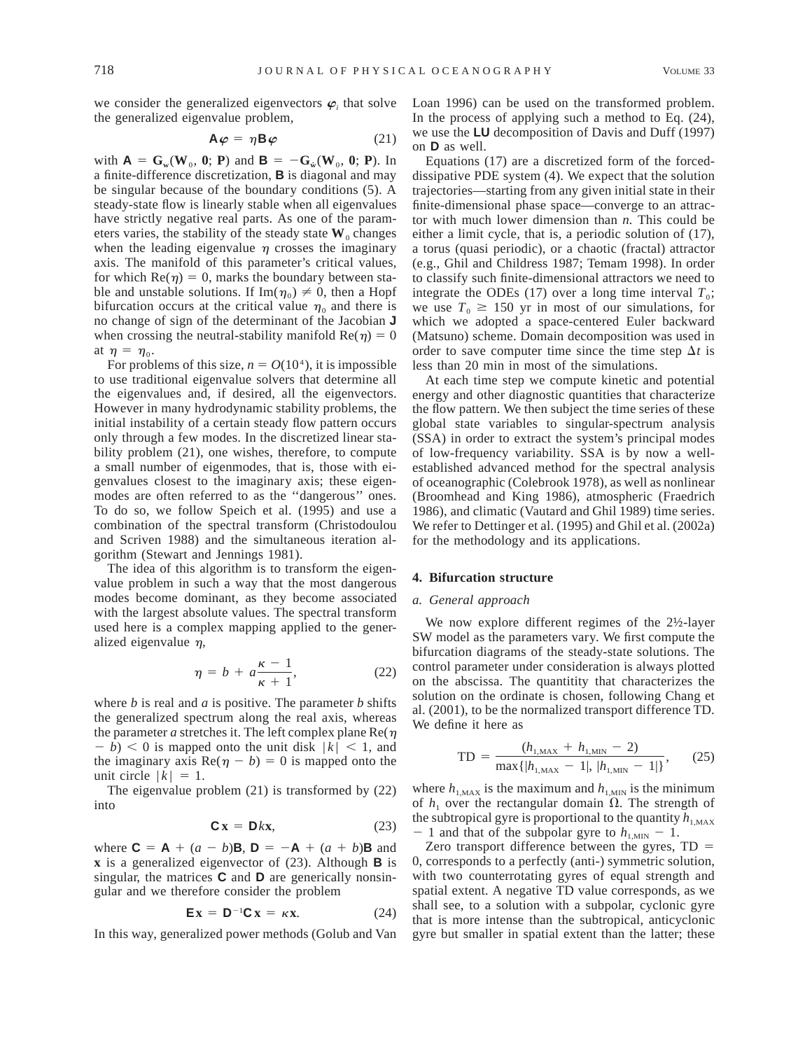we consider the generalized eigenvectors $\boldsymbol{\varphi}_i$ that solve the generalized eigenvalue problem,

$$\mathbf{A}\boldsymbol{\varphi} = \eta\mathbf{B}\boldsymbol{\varphi} \tag{21}$$

with $\mathbf{A} = \mathbf{G_w}(\mathbf{W}_0, \mathbf{0}; \mathbf{P})$ and $\mathbf{B} = -\mathbf{G_w}(\mathbf{W}_0, \mathbf{0}; \mathbf{P})$. In a finite-difference discretization, $\mathbf{B}$ is diagonal and may be singular because of the boundary conditions (5). A steady-state flow is linearly stable when all eigenvalues have strictly negative real parts. As one of the parameters varies, the stability of the steady state $\mathbf{W}_0$ changes when the leading eigenvalue $\eta$ crosses the imaginary axis. The manifold of this parameter's critical values, for which $\text{Re}(\eta) = 0$, marks the boundary between stable and unstable solutions. If $\text{Im}(\eta_0) \neq 0$, then a Hopf bifurcation occurs at the critical value $\eta_0$ and there is no change of sign of the determinant of the Jacobian $\mathbf{J}$ when crossing the neutral-stability manifold $\text{Re}(\eta) = 0$ at $\eta = \eta_0$.

For problems of this size, $n = O(10^4)$, it is impossible to use traditional eigenvalue solvers that determine all the eigenvalues and, if desired, all the eigenvectors. However in many hydrodynamic stability problems, the initial instability of a certain steady flow pattern occurs only through a few modes. In the discretized linear stability problem (21), one wishes, therefore, to compute a small number of eigenmodes, that is, those with eigenvalues closest to the imaginary axis; these eigenmodes are often referred to as the ''dangerous'' ones. To do so, we follow Speich et al. (1995) and use a combination of the spectral transform (Christodoulou and Scriven 1988) and the simultaneous iteration algorithm (Stewart and Jennings 1981).

The idea of this algorithm is to transform the eigenvalue problem in such a way that the most dangerous modes become dominant, as they become associated with the largest absolute values. The spectral transform used here is a complex mapping applied to the generalized eigenvalue $\eta$,

$$\eta = b + a\frac{\kappa - 1}{\kappa + 1}, \tag{22}$$

where $b$ is real and $a$ is positive. The parameter $b$ shifts the generalized spectrum along the real axis, whereas the parameter $a$ stretches it. The left complex plane $\text{Re}(\eta - b) < 0$ is mapped onto the unit disk $|k| < 1$, and the imaginary axis $\text{Re}(\eta - b) = 0$ is mapped onto the unit circle $|k| = 1$.

The eigenvalue problem (21) is transformed by (22) into

$$\mathbf{C}\mathbf{x} = \mathbf{D}k\mathbf{x}, \tag{23}$$

where $\mathbf{C} = \mathbf{A} + (a - b)\mathbf{B}$, $\mathbf{D} = -\mathbf{A} + (a + b)\mathbf{B}$ and $\mathbf{x}$ is a generalized eigenvector of (23). Although $\mathbf{B}$ is singular, the matrices $\mathbf{C}$ and $\mathbf{D}$ are generically nonsingular and we therefore consider the problem

$$\mathbf{E}\mathbf{x} = \mathbf{D}^{-1}\mathbf{C}\mathbf{x} = \kappa\mathbf{x}. \tag{24}$$

In this way, generalized power methods (Golub and Van Loan 1996) can be used on the transformed problem. In the process of applying such a method to Eq. (24), we use the $\mathbf{LU}$ decomposition of Davis and Duff (1997) on $\mathbf{D}$ as well.

Equations (17) are a discretized form of the forced-dissipative PDE system (4). We expect that the solution trajectories—starting from any given initial state in their finite-dimensional phase space—converge to an attractor with much lower dimension than $n$. This could be either a limit cycle, that is, a periodic solution of (17), a torus (quasi periodic), or a chaotic (fractal) attractor (e.g., Ghil and Childress 1987; Temam 1998). In order to classify such finite-dimensional attractors we need to integrate the ODEs (17) over a long time interval $T_0$; we use $T_0 \geq 150$ yr in most of our simulations, for which we adopted a space-centered Euler backward (Matsuno) scheme. Domain decomposition was used in order to save computer time since the time step $\Delta t$ is less than 20 min in most of the simulations.

At each time step we compute kinetic and potential energy and other diagnostic quantities that characterize the flow pattern. We then subject the time series of these global state variables to singular-spectrum analysis (SSA) in order to extract the system's principal modes of low-frequency variability. SSA is by now a well-established advanced method for the spectral analysis of oceanographic (Colebrook 1978), as well as nonlinear (Broomhead and King 1986), atmospheric (Fraedrich 1986), and climatic (Vautard and Ghil 1989) time series. We refer to Dettinger et al. (1995) and Ghil et al. (2002a) for the methodology and its applications.

## 4. Bifurcation structure

### *a. General approach*

We now explore different regimes of the 2½-layer SW model as the parameters vary. We first compute the bifurcation diagrams of the steady-state solutions. The control parameter under consideration is always plotted on the abscissa. The quantitity that characterizes the solution on the ordinate is chosen, following Chang et al. (2001), to be the normalized transport difference TD. We define it here as

$$\text{TD} = \frac{(h_{1,\text{MAX}} + h_{1,\text{MIN}} - 2)}{\max\{|h_{1,\text{MAX}} - 1|, |h_{1,\text{MIN}} - 1|\}}, \tag{25}$$

where $h_{1,\text{MAX}}$ is the maximum and $h_{1,\text{MIN}}$ is the minimum of $h_1$ over the rectangular domain $\Omega$. The strength of the subtropical gyre is proportional to the quantity $h_{1,\text{MAX}} - 1$ and that of the subpolar gyre to $h_{1,\text{MIN}} - 1$.

Zero transport difference between the gyres, TD = 0, corresponds to a perfectly (anti-) symmetric solution, with two counterrotating gyres of equal strength and spatial extent. A negative TD value corresponds, as we shall see, to a solution with a subpolar, cyclonic gyre that is more intense than the subtropical, anticyclonic gyre but smaller in spatial extent than the latter; these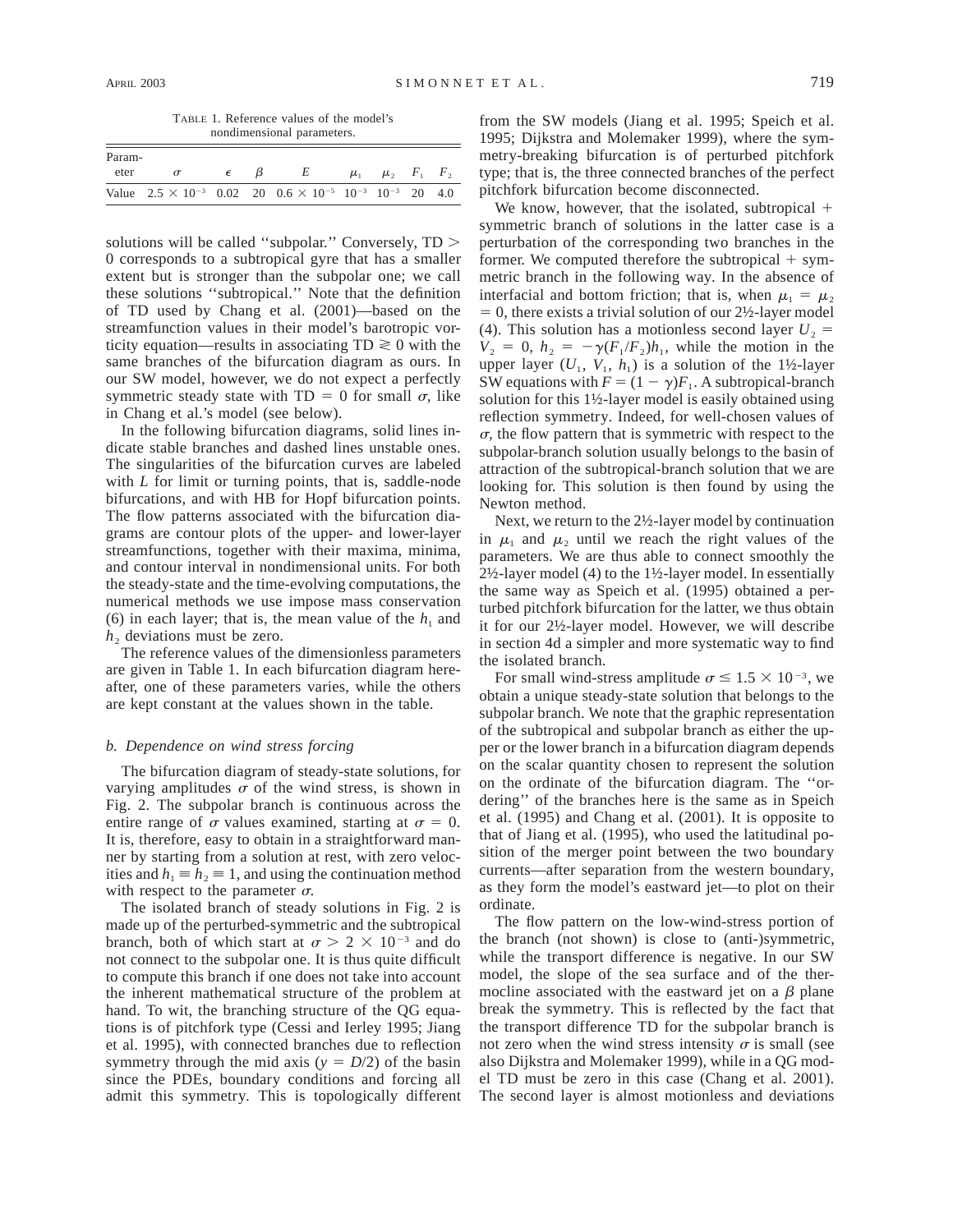TABLE 1. Reference values of the model's nondimensional parameters.

| Parameter | $\sigma$ | $\epsilon$ | $\beta$ | $E$ | $\mu_1$ | $\mu_2$ | $F_1$ | $F_2$ |
|---|---|---|---|---|---|---|---|---|
| Value | $2.5 \times 10^{-3}$ | 0.02 | 20 | $0.6 \times 10^{-5}$ | $10^{-3}$ | $10^{-3}$ | 20 | 4.0 |

solutions will be called ''subpolar.'' Conversely, TD > 0 corresponds to a subtropical gyre that has a smaller extent but is stronger than the subpolar one; we call these solutions ''subtropical.'' Note that the definition of TD used by Chang et al. (2001)—based on the streamfunction values in their model's barotropic vorticity equation—results in associating TD $\gtrless 0$ with the same branches of the bifurcation diagram as ours. In our SW model, however, we do not expect a perfectly symmetric steady state with TD = 0 for small $\sigma$, like in Chang et al.'s model (see below).

In the following bifurcation diagrams, solid lines indicate stable branches and dashed lines unstable ones. The singularities of the bifurcation curves are labeled with *L* for limit or turning points, that is, saddle-node bifurcations, and with HB for Hopf bifurcation points. The flow patterns associated with the bifurcation diagrams are contour plots of the upper- and lower-layer streamfunctions, together with their maxima, minima, and contour interval in nondimensional units. For both the steady-state and the time-evolving computations, the numerical methods we use impose mass conservation (6) in each layer; that is, the mean value of the $h_1$ and $h_2$ deviations must be zero.

The reference values of the dimensionless parameters are given in Table 1. In each bifurcation diagram hereafter, one of these parameters varies, while the others are kept constant at the values shown in the table.

### *b. Dependence on wind stress forcing*

The bifurcation diagram of steady-state solutions, for varying amplitudes $\sigma$ of the wind stress, is shown in Fig. 2. The subpolar branch is continuous across the entire range of $\sigma$ values examined, starting at $\sigma = 0$. It is, therefore, easy to obtain in a straightforward manner by starting from a solution at rest, with zero velocities and $h_1 \equiv h_2 \equiv 1$, and using the continuation method with respect to the parameter $\sigma$.

The isolated branch of steady solutions in Fig. 2 is made up of the perturbed-symmetric and the subtropical branch, both of which start at $\sigma > 2 \times 10^{-3}$ and do not connect to the subpolar one. It is thus quite difficult to compute this branch if one does not take into account the inherent mathematical structure of the problem at hand. To wit, the branching structure of the QG equations is of pitchfork type (Cessi and Ierley 1995; Jiang et al. 1995), with connected branches due to reflection symmetry through the mid axis ($y = D/2$) of the basin since the PDEs, boundary conditions and forcing all admit this symmetry. This is topologically different from the SW models (Jiang et al. 1995; Speich et al. 1995; Dijkstra and Molemaker 1999), where the symmetry-breaking bifurcation is of perturbed pitchfork type; that is, the three connected branches of the perfect pitchfork bifurcation become disconnected.

We know, however, that the isolated, subtropical + symmetric branch of solutions in the latter case is a perturbation of the corresponding two branches in the former. We computed therefore the subtropical + symmetric branch in the following way. In the absence of interfacial and bottom friction; that is, when $\mu_1 = \mu_2 = 0$, there exists a trivial solution of our 2½-layer model (4). This solution has a motionless second layer $U_2 = V_2 = 0$, $h_2 = -\gamma(F_1/F_2)h_1$, while the motion in the upper layer ($U_1$, $V_1$, $h_1$) is a solution of the 1½-layer SW equations with $F = (1 - \gamma)F_1$. A subtropical-branch solution for this 1½-layer model is easily obtained using reflection symmetry. Indeed, for well-chosen values of $\sigma$, the flow pattern that is symmetric with respect to the subpolar-branch solution usually belongs to the basin of attraction of the subtropical-branch solution that we are looking for. This solution is then found by using the Newton method.

Next, we return to the 2½-layer model by continuation in $\mu_1$ and $\mu_2$ until we reach the right values of the parameters. We are thus able to connect smoothly the 2½-layer model (4) to the 1½-layer model. In essentially the same way as Speich et al. (1995) obtained a perturbed pitchfork bifurcation for the latter, we thus obtain it for our 2½-layer model. However, we will describe in section 4d a simpler and more systematic way to find the isolated branch.

For small wind-stress amplitude $\sigma \leq 1.5 \times 10^{-3}$, we obtain a unique steady-state solution that belongs to the subpolar branch. We note that the graphic representation of the subtropical and subpolar branch as either the upper or the lower branch in a bifurcation diagram depends on the scalar quantity chosen to represent the solution on the ordinate of the bifurcation diagram. The ''ordering'' of the branches here is the same as in Speich et al. (1995) and Chang et al. (2001). It is opposite to that of Jiang et al. (1995), who used the latitudinal position of the merger point between the two boundary currents—after separation from the western boundary, as they form the model's eastward jet—to plot on their ordinate.

The flow pattern on the low-wind-stress portion of the branch (not shown) is close to (anti-)symmetric, while the transport difference is negative. In our SW model, the slope of the sea surface and of the thermocline associated with the eastward jet on a $\beta$ plane break the symmetry. This is reflected by the fact that the transport difference TD for the subpolar branch is not zero when the wind stress intensity $\sigma$ is small (see also Dijkstra and Molemaker 1999), while in a QG model TD must be zero in this case (Chang et al. 2001). The second layer is almost motionless and deviations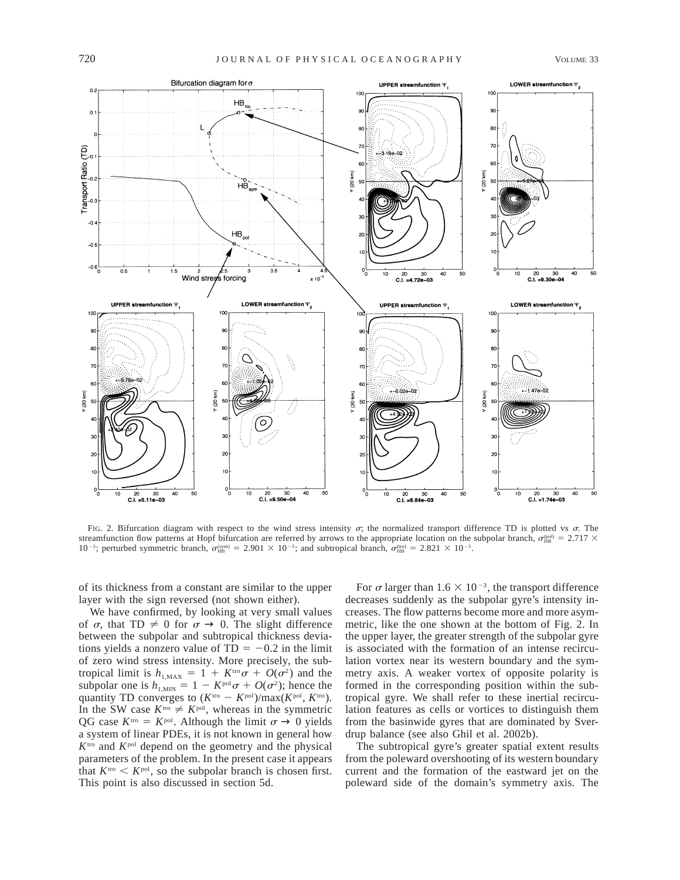FIG. 2. Bifurcation diagram with respect to the wind stress intensity $\sigma$; the normalized transport difference TD is plotted vs $\sigma$. The streamfunction flow patterns at Hopf bifurcation are referred by arrows to the appropriate location on the subpolar branch, $\sigma_{\rm HB}^{\rm (pol)} = 2.717 \times 10^{-3}$; perturbed symmetric branch, $\sigma_{\rm HB}^{\rm (sym)} = 2.901 \times 10^{-3}$; and subtropical branch, $\sigma_{\rm HB}^{\rm (tro)} = 2.821 \times 10^{-3}$.

of its thickness from a constant are similar to the upper layer with the sign reversed (not shown either).

We have confirmed, by looking at very small values of $\sigma$, that TD $\neq 0$ for $\sigma \rightarrow 0$. The slight difference between the subpolar and subtropical thickness deviations yields a nonzero value of TD $= -0.2$ in the limit of zero wind stress intensity. More precisely, the subtropical limit is $h_{1,\rm MAX} = 1 + K^{\rm tro}\sigma + O(\sigma^2)$ and the subpolar one is $h_{1,\rm MIN} = 1 - K^{\rm pol}\sigma + O(\sigma^2)$; hence the quantity TD converges to $(K^{\rm tro} - K^{\rm pol})/\max(K^{\rm pol}, K^{\rm tro})$. In the SW case $K^{\rm tro} \neq K^{\rm pol}$, whereas in the symmetric QG case $K^{\rm tro} = K^{\rm pol}$. Although the limit $\sigma \rightarrow 0$ yields a system of linear PDEs, it is not known in general how $K^{\rm tro}$ and $K^{\rm pol}$ depend on the geometry and the physical parameters of the problem. In the present case it appears that $K^{\rm tro} < K^{\rm pol}$, so the subpolar branch is chosen first. This point is also discussed in section 5d.

For $\sigma$ larger than $1.6 \times 10^{-3}$, the transport difference decreases suddenly as the subpolar gyre's intensity increases. The flow patterns become more and more asymmetric, like the one shown at the bottom of Fig. 2. In the upper layer, the greater strength of the subpolar gyre is associated with the formation of an intense recirculation vortex near its western boundary and the symmetry axis. A weaker vortex of opposite polarity is formed in the corresponding position within the subtropical gyre. We shall refer to these inertial recirculation features as cells or vortices to distinguish them from the basinwide gyres that are dominated by Sverdrup balance (see also Ghil et al. 2002b).

The subtropical gyre's greater spatial extent results from the poleward overshooting of its western boundary current and the formation of the eastward jet on the poleward side of the domain's symmetry axis. The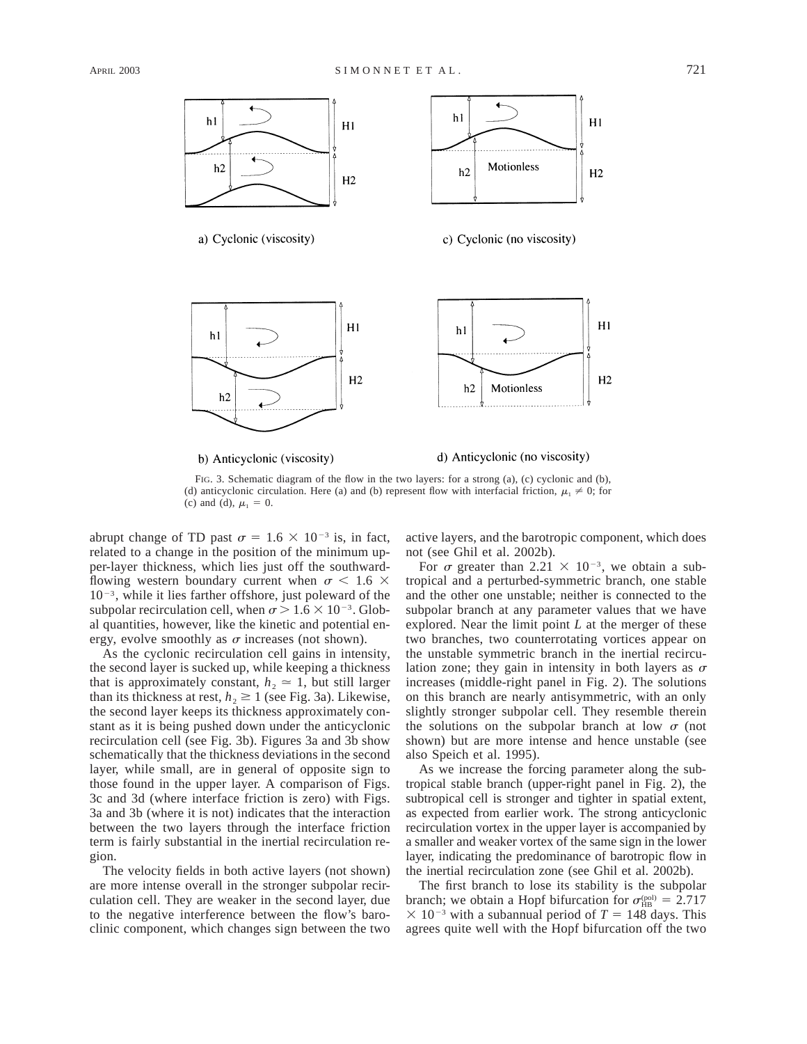FIG. 3. Schematic diagram of the flow in the two layers: for a strong (a), (c) cyclonic and (b), (d) anticyclonic circulation. Here (a) and (b) represent flow with interfacial friction, $\mu_1 \neq 0$; for (c) and (d), $\mu_1 = 0$.

abrupt change of TD past $\sigma = 1.6 \times 10^{-3}$ is, in fact, related to a change in the position of the minimum upper-layer thickness, which lies just off the southward-flowing western boundary current when $\sigma < 1.6 \times 10^{-3}$, while it lies farther offshore, just poleward of the subpolar recirculation cell, when $\sigma > 1.6 \times 10^{-3}$. Global quantities, however, like the kinetic and potential energy, evolve smoothly as $\sigma$ increases (not shown).

As the cyclonic recirculation cell gains in intensity, the second layer is sucked up, while keeping a thickness that is approximately constant, $h_2 \simeq 1$, but still larger than its thickness at rest, $h_2 \gtrsim 1$ (see Fig. 3a). Likewise, the second layer keeps its thickness approximately constant as it is being pushed down under the anticyclonic recirculation cell (see Fig. 3b). Figures 3a and 3b show schematically that the thickness deviations in the second layer, while small, are in general of opposite sign to those found in the upper layer. A comparison of Figs. 3c and 3d (where interface friction is zero) with Figs. 3a and 3b (where it is not) indicates that the interaction between the two layers through the interface friction term is fairly substantial in the inertial recirculation region.

The velocity fields in both active layers (not shown) are more intense overall in the stronger subpolar recirculation cell. They are weaker in the second layer, due to the negative interference between the flow's baroclinic component, which changes sign between the two active layers, and the barotropic component, which does not (see Ghil et al. 2002b).

For $\sigma$ greater than $2.21 \times 10^{-3}$, we obtain a subtropical and a perturbed-symmetric branch, one stable and the other one unstable; neither is connected to the subpolar branch at any parameter values that we have explored. Near the limit point $L$ at the merger of these two branches, two counterrotating vortices appear on the unstable symmetric branch in the inertial recirculation zone; they gain in intensity in both layers as $\sigma$ increases (middle-right panel in Fig. 2). The solutions on this branch are nearly antisymmetric, with an only slightly stronger subpolar cell. They resemble therein the solutions on the subpolar branch at low $\sigma$ (not shown) but are more intense and hence unstable (see also Speich et al. 1995).

As we increase the forcing parameter along the subtropical stable branch (upper-right panel in Fig. 2), the subtropical cell is stronger and tighter in spatial extent, as expected from earlier work. The strong anticyclonic recirculation vortex in the upper layer is accompanied by a smaller and weaker vortex of the same sign in the lower layer, indicating the predominance of barotropic flow in the inertial recirculation zone (see Ghil et al. 2002b).

The first branch to lose its stability is the subpolar branch; we obtain a Hopf bifurcation for $\sigma_{\rm HB}^{\rm (pol)} = 2.717 \times 10^{-3}$ with a subannual period of $T = 148$ days. This agrees quite well with the Hopf bifurcation off the two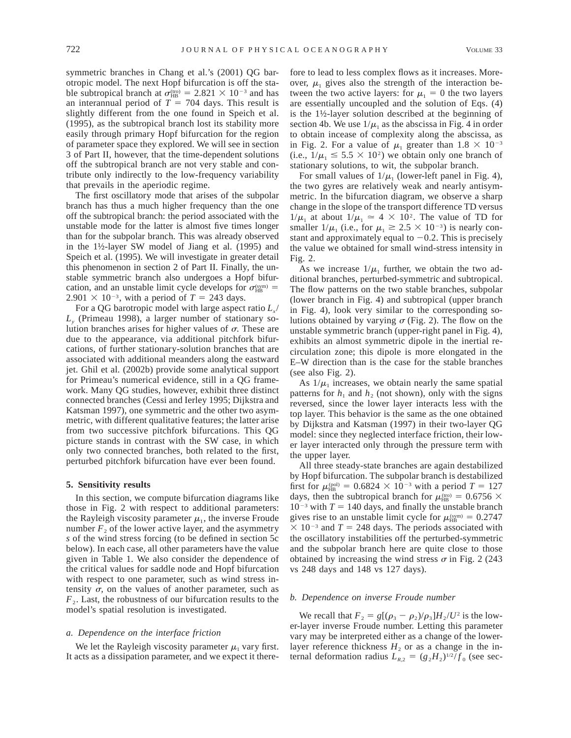symmetric branches in Chang et al.'s (2001) QG barotropic model. The next Hopf bifurcation is off the stable subtropical branch at $\sigma_{\rm HB}^{(\rm tro)} = 2.821 \times 10^{-3}$ and has an interannual period of $T = 704$ days. This result is slightly different from the one found in Speich et al. (1995), as the subtropical branch lost its stability more easily through primary Hopf bifurcation for the region of parameter space they explored. We will see in section 3 of Part II, however, that the time-dependent solutions off the subtropical branch are not very stable and contribute only indirectly to the low-frequency variability that prevails in the aperiodic regime.

The first oscillatory mode that arises of the subpolar branch has thus a much higher frequency than the one off the subtropical branch: the period associated with the unstable mode for the latter is almost five times longer than for the subpolar branch. This was already observed in the 1½-layer SW model of Jiang et al. (1995) and Speich et al. (1995). We will investigate in greater detail this phenomenon in section 2 of Part II. Finally, the unstable symmetric branch also undergoes a Hopf bifurcation, and an unstable limit cycle develops for $\sigma_{\rm HB}^{(\rm sym)} = 2.901 \times 10^{-3}$, with a period of $T = 243$ days.

For a QG barotropic model with large aspect ratio $L_x/L_y$ (Primeau 1998), a larger number of stationary solution branches arises for higher values of $\sigma$. These are due to the appearance, via additional pitchfork bifurcations, of further stationary-solution branches that are associated with additional meanders along the eastward jet. Ghil et al. (2002b) provide some analytical support for Primeau's numerical evidence, still in a QG framework. Many QG studies, however, exhibit three distinct connected branches (Cessi and Ierley 1995; Dijkstra and Katsman 1997), one symmetric and the other two asymmetric, with different qualitative features; the latter arise from two successive pitchfork bifurcations. This QG picture stands in contrast with the SW case, in which only two connected branches, both related to the first, perturbed pitchfork bifurcation have ever been found.

## 5. Sensitivity results

In this section, we compute bifurcation diagrams like those in Fig. 2 with respect to additional parameters: the Rayleigh viscosity parameter $\mu_1$, the inverse Froude number $F_2$ of the lower active layer, and the asymmetry $s$ of the wind stress forcing (to be defined in section 5c below). In each case, all other parameters have the value given in Table 1. We also consider the dependence of the critical values for saddle node and Hopf bifurcation with respect to one parameter, such as wind stress intensity $\sigma$, on the values of another parameter, such as $F_2$. Last, the robustness of our bifurcation results to the model's spatial resolution is investigated.

### *a. Dependence on the interface friction*

We let the Rayleigh viscosity parameter $\mu_1$ vary first. It acts as a dissipation parameter, and we expect it therefore to lead to less complex flows as it increases. Moreover, $\mu_1$ gives also the strength of the interaction between the two active layers: for $\mu_1 = 0$ the two layers are essentially uncoupled and the solution of Eqs. (4) is the 1½-layer solution described at the beginning of section 4b. We use $1/\mu_1$ as the abscissa in Fig. 4 in order to obtain incease of complexity along the abscissa, as in Fig. 2. For a value of $\mu_1$ greater than $1.8 \times 10^{-3}$ (i.e., $1/\mu_1 \leq 5.5 \times 10^2$) we obtain only one branch of stationary solutions, to wit, the subpolar branch.

For small values of $1/\mu_1$ (lower-left panel in Fig. 4), the two gyres are relatively weak and nearly antisymmetric. In the bifurcation diagram, we observe a sharp change in the slope of the transport difference TD versus $1/\mu_1$ at about $1/\mu_1 \simeq 4 \times 10^2$. The value of TD for smaller $1/\mu_1$ (i.e., for $\mu_1 \geq 2.5 \times 10^{-3}$) is nearly constant and approximately equal to $-0.2$. This is precisely the value we obtained for small wind-stress intensity in Fig. 2.

As we increase $1/\mu_1$ further, we obtain the two additional branches, perturbed-symmetric and subtropical. The flow patterns on the two stable branches, subpolar (lower branch in Fig. 4) and subtropical (upper branch in Fig. 4), look very similar to the corresponding solutions obtained by varying $\sigma$ (Fig. 2). The flow on the unstable symmetric branch (upper-right panel in Fig. 4), exhibits an almost symmetric dipole in the inertial recirculation zone; this dipole is more elongated in the E–W direction than is the case for the stable branches (see also Fig. 2).

As $1/\mu_1$ increases, we obtain nearly the same spatial patterns for $h_1$ and $h_2$ (not shown), only with the signs reversed, since the lower layer interacts less with the top layer. This behavior is the same as the one obtained by Dijkstra and Katsman (1997) in their two-layer QG model: since they neglected interface friction, their lower layer interacted only through the pressure term with the upper layer.

All three steady-state branches are again destabilized by Hopf bifurcation. The subpolar branch is destabilized first for $\mu_{\rm HB}^{(\rm pol)} = 0.6824 \times 10^{-3}$ with a period $T = 127$ days, then the subtropical branch for $\mu_{\rm HB}^{(\rm tro)} = 0.6756 \times 10^{-3}$ with $T = 140$ days, and finally the unstable branch gives rise to an unstable limit cycle for $\mu_{\rm HB}^{(\rm sym)} = 0.2747 \times 10^{-3}$ and $T = 248$ days. The periods associated with the oscillatory instabilities off the perturbed-symmetric and the subpolar branch here are quite close to those obtained by increasing the wind stress $\sigma$ in Fig. 2 (243 vs 248 days and 148 vs 127 days).

### *b. Dependence on inverse Froude number*

We recall that $F_2 = g[(\rho_3 - \rho_2)/\rho_3]H_2/U^2$ is the lower-layer inverse Froude number. Letting this parameter vary may be interpreted either as a change of the lower-layer reference thickness $H_2$ or as a change in the internal deformation radius $L_{R,2} = (g_2H_2)^{1/2}/f_0$ (see sec-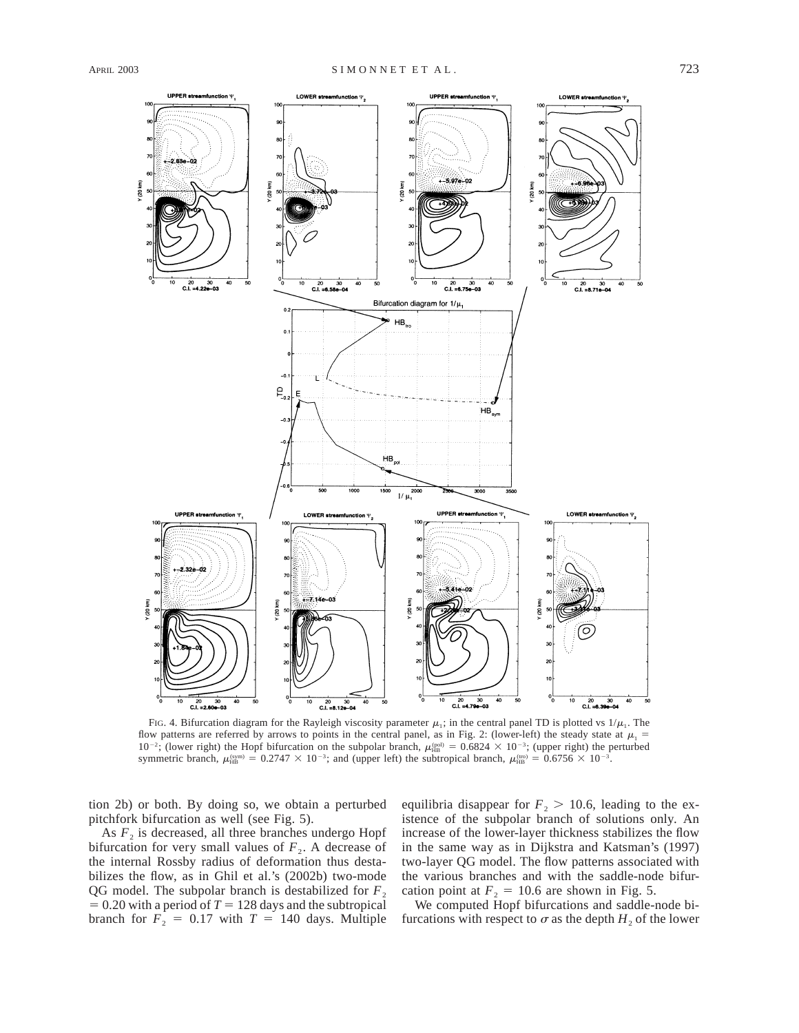FIG. 4. Bifurcation diagram for the Rayleigh viscosity parameter $\mu_1$; in the central panel TD is plotted vs $1/\mu_1$. The flow patterns are referred by arrows to points in the central panel, as in Fig. 2: (lower-left) the steady state at $\mu_1 = 10^{-2}$; (lower right) the Hopf bifurcation on the subpolar branch, $\mu_{\mathrm{HB}}^{(\mathrm{pol})} = 0.6824 \times 10^{-3}$; (upper right) the perturbed symmetric branch, $\mu_{\mathrm{HB}}^{(\mathrm{sym})} = 0.2747 \times 10^{-3}$; and (upper left) the subtropical branch, $\mu_{\mathrm{HB}}^{(\mathrm{tro})} = 0.6756 \times 10^{-3}$.

tion 2b) or both. By doing so, we obtain a perturbed pitchfork bifurcation as well (see Fig. 5).

As $F_2$ is decreased, all three branches undergo Hopf bifurcation for very small values of $F_2$. A decrease of the internal Rossby radius of deformation thus destabilizes the flow, as in Ghil et al.'s (2002b) two-mode QG model. The subpolar branch is destabilized for $F_2 = 0.20$ with a period of $T = 128$ days and the subtropical branch for $F_2 = 0.17$ with $T = 140$ days. Multiple equilibria disappear for $F_2 > 10.6$, leading to the existence of the subpolar branch of solutions only. An increase of the lower-layer thickness stabilizes the flow in the same way as in Dijkstra and Katsman's (1997) two-layer QG model. The flow patterns associated with the various branches and with the saddle-node bifurcation point at $F_2 = 10.6$ are shown in Fig. 5.

We computed Hopf bifurcations and saddle-node bifurcations with respect to $\sigma$ as the depth $H_2$ of the lower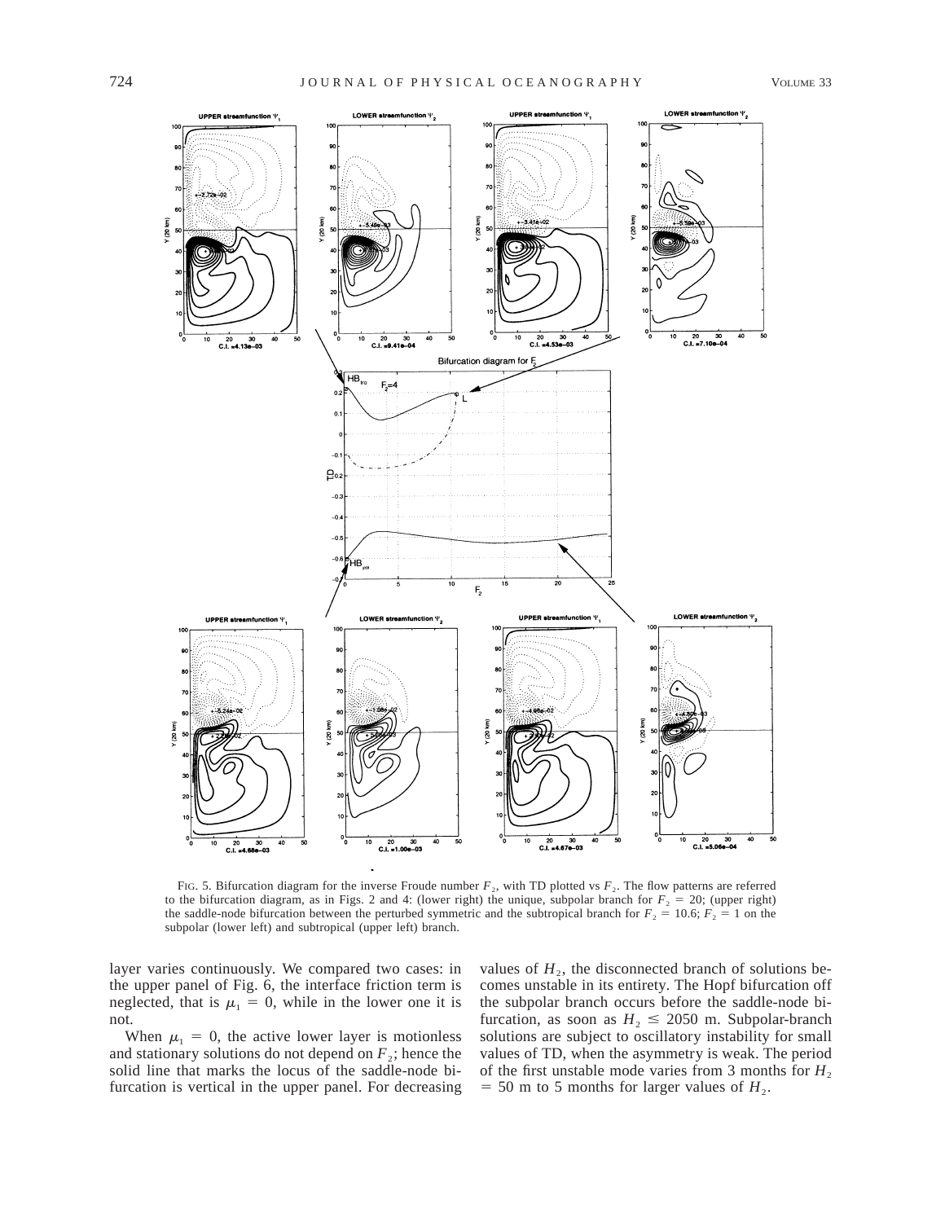FIG. 5. Bifurcation diagram for the inverse Froude number $F_2$, with TD plotted vs $F_2$. The flow patterns are referred to the bifurcation diagram, as in Figs. 2 and 4: (lower right) the unique, subpolar branch for $F_2 = 20$; (upper right) the saddle-node bifurcation between the perturbed symmetric and the subtropical branch for $F_2 = 10.6$; $F_2 = 1$ on the subpolar (lower left) and subtropical (upper left) branch.

layer varies continuously. We compared two cases: in the upper panel of Fig. 6, the interface friction term is neglected, that is $\mu_1 = 0$, while in the lower one it is not.

When $\mu_1 = 0$, the active lower layer is motionless and stationary solutions do not depend on $F_2$; hence the solid line that marks the locus of the saddle-node bifurcation is vertical in the upper panel. For decreasing values of $H_2$, the disconnected branch of solutions becomes unstable in its entirety. The Hopf bifurcation off the subpolar branch occurs before the saddle-node bifurcation, as soon as $H_2 \leq 2050$ m. Subpolar-branch solutions are subject to oscillatory instability for small values of TD, when the asymmetry is weak. The period of the first unstable mode varies from 3 months for $H_2 = 50$ m to 5 months for larger values of $H_2$.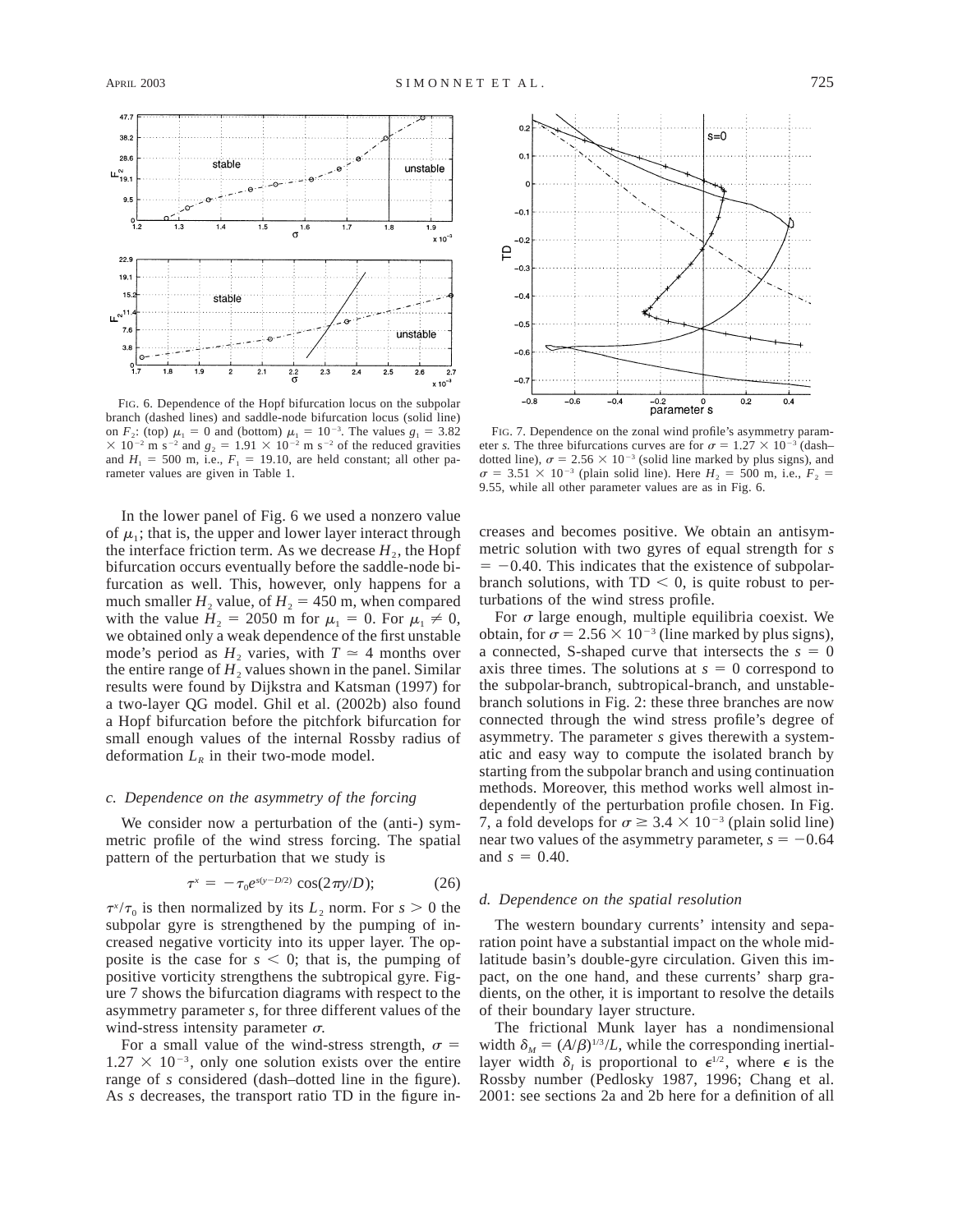FIG. 6. Dependence of the Hopf bifurcation locus on the subpolar branch (dashed lines) and saddle-node bifurcation locus (solid line) on $F_2$: (top) $\mu_1 = 0$ and (bottom) $\mu_1 = 10^{-3}$. The values $g_1 = 3.82 \times 10^{-2}$ m s$^{-2}$ and $g_2 = 1.91 \times 10^{-2}$ m s$^{-2}$ of the reduced gravities and $H_1 = 500$ m, i.e., $F_1 = 19.10$, are held constant; all other parameter values are given in Table 1.

In the lower panel of Fig. 6 we used a nonzero value of $\mu_1$; that is, the upper and lower layer interact through the interface friction term. As we decrease $H_2$, the Hopf bifurcation occurs eventually before the saddle-node bifurcation as well. This, however, only happens for a much smaller $H_2$ value, of $H_2 = 450$ m, when compared with the value $H_2 = 2050$ m for $\mu_1 = 0$. For $\mu_1 \neq 0$, we obtained only a weak dependence of the first unstable mode's period as $H_2$ varies, with $T \simeq 4$ months over the entire range of $H_2$ values shown in the panel. Similar results were found by Dijkstra and Katsman (1997) for a two-layer QG model. Ghil et al. (2002b) also found a Hopf bifurcation before the pitchfork bifurcation for small enough values of the internal Rossby radius of deformation $L_R$ in their two-mode model.

### c. Dependence on the asymmetry of the forcing

We consider now a perturbation of the (anti-) symmetric profile of the wind stress forcing. The spatial pattern of the perturbation that we study is

$$\tau^x = -\tau_0 e^{s(y-D/2)} \cos(2\pi y/D); \tag{26}$$

$\tau^x/\tau_0$ is then normalized by its $L_2$ norm. For $s > 0$ the subpolar gyre is strengthened by the pumping of increased negative vorticity into its upper layer. The opposite is the case for $s < 0$; that is, the pumping of positive vorticity strengthens the subtropical gyre. Figure 7 shows the bifurcation diagrams with respect to the asymmetry parameter $s$, for three different values of the wind-stress intensity parameter $\sigma$.

For a small value of the wind-stress strength, $\sigma = 1.27 \times 10^{-3}$, only one solution exists over the entire range of $s$ considered (dash–dotted line in the figure). As $s$ decreases, the transport ratio TD in the figure increases and becomes positive. We obtain an antisymmetric solution with two gyres of equal strength for $s = -0.40$. This indicates that the existence of subpolar-branch solutions, with TD $< 0$, is quite robust to perturbations of the wind stress profile.

FIG. 7. Dependence on the zonal wind profile's asymmetry parameter $s$. The three bifurcations curves are for $\sigma = 1.27 \times 10^{-3}$ (dash–dotted line), $\sigma = 2.56 \times 10^{-3}$ (solid line marked by plus signs), and $\sigma = 3.51 \times 10^{-3}$ (plain solid line). Here $H_2 = 500$ m, i.e., $F_2 = 9.55$, while all other parameter values are as in Fig. 6.

For $\sigma$ large enough, multiple equilibria coexist. We obtain, for $\sigma = 2.56 \times 10^{-3}$ (line marked by plus signs), a connected, S-shaped curve that intersects the $s = 0$ axis three times. The solutions at $s = 0$ correspond to the subpolar-branch, subtropical-branch, and unstable-branch solutions in Fig. 2: these three branches are now connected through the wind stress profile's degree of asymmetry. The parameter $s$ gives therewith a systematic and easy way to compute the isolated branch by starting from the subpolar branch and using continuation methods. Moreover, this method works well almost independently of the perturbation profile chosen. In Fig. 7, a fold develops for $\sigma \geq 3.4 \times 10^{-3}$ (plain solid line) near two values of the asymmetry parameter, $s = -0.64$ and $s = 0.40$.

### d. Dependence on the spatial resolution

The western boundary currents' intensity and separation point have a substantial impact on the whole midlatitude basin's double-gyre circulation. Given this impact, on the one hand, and these currents' sharp gradients, on the other, it is important to resolve the details of their boundary layer structure.

The frictional Munk layer has a nondimensional width $\delta_M = (A/\beta)^{1/3}/L$, while the corresponding inertial-layer width $\delta_I$ is proportional to $\epsilon^{1/2}$, where $\epsilon$ is the Rossby number (Pedlosky 1987, 1996; Chang et al. 2001: see sections 2a and 2b here for a definition of all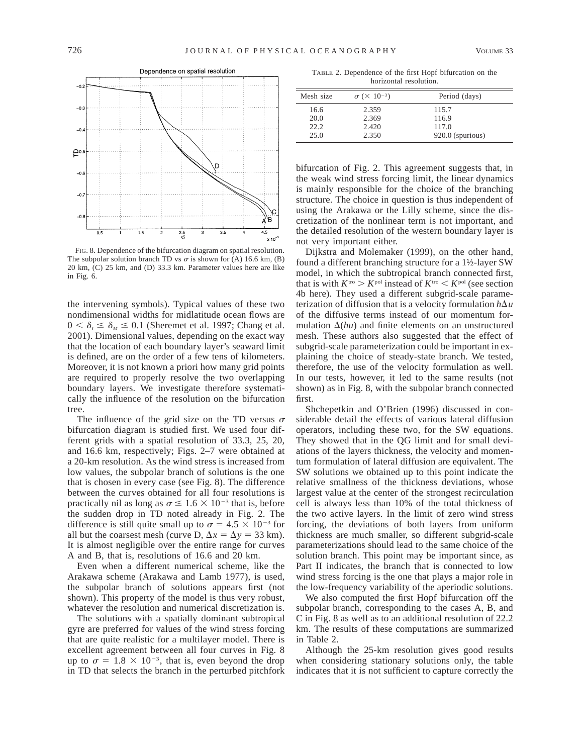FIG. 8. Dependence of the bifurcation diagram on spatial resolution. The subpolar solution branch TD vs $\sigma$ is shown for (A) 16.6 km, (B) 20 km, (C) 25 km, and (D) 33.3 km. Parameter values here are like in Fig. 6.

the intervening symbols). Typical values of these two nondimensional widths for midlatitude ocean flows are $0 < \delta_I \leq \delta_M \leq 0.1$ (Sheremet et al. 1997; Chang et al. 2001). Dimensional values, depending on the exact way that the location of each boundary layer's seaward limit is defined, are on the order of a few tens of kilometers. Moreover, it is not known a priori how many grid points are required to properly resolve the two overlapping boundary layers. We investigate therefore systematically the influence of the resolution on the bifurcation tree.

The influence of the grid size on the TD versus $\sigma$ bifurcation diagram is studied first. We used four different grids with a spatial resolution of 33.3, 25, 20, and 16.6 km, respectively; Figs. 2–7 were obtained at a 20-km resolution. As the wind stress is increased from low values, the subpolar branch of solutions is the one that is chosen in every case (see Fig. 8). The difference between the curves obtained for all four resolutions is practically nil as long as $\sigma \leq 1.6 \times 10^{-3}$ that is, before the sudden drop in TD noted already in Fig. 2. The difference is still quite small up to $\sigma = 4.5 \times 10^{-3}$ for all but the coarsest mesh (curve D, $\Delta x = \Delta y = 33$ km). It is almost negligible over the entire range for curves A and B, that is, resolutions of 16.6 and 20 km.

Even when a different numerical scheme, like the Arakawa scheme (Arakawa and Lamb 1977), is used, the subpolar branch of solutions appears first (not shown). This property of the model is thus very robust, whatever the resolution and numerical discretization is.

The solutions with a spatially dominant subtropical gyre are preferred for values of the wind stress forcing that are quite realistic for a multilayer model. There is excellent agreement between all four curves in Fig. 8 up to $\sigma = 1.8 \times 10^{-3}$, that is, even beyond the drop in TD that selects the branch in the perturbed pitchfork bifurcation of Fig. 2. This agreement suggests that, in the weak wind stress forcing limit, the linear dynamics is mainly responsible for the choice of the branching structure. The choice in question is thus independent of using the Arakawa or the Lilly scheme, since the discretization of the nonlinear term is not important, and the detailed resolution of the western boundary layer is not very important either.

Dijkstra and Molemaker (1999), on the other hand, found a different branching structure for a 1½-layer SW model, in which the subtropical branch connected first, that is with $K^{\rm tro} > K^{\rm pol}$ instead of $K^{\rm tro} < K^{\rm pol}$ (see section 4b here). They used a different subgrid-scale parameterization of diffusion that is a velocity formulation $h\Delta u$ of the diffusive terms instead of our momentum formulation $\Delta(hu)$ and finite elements on an unstructured mesh. These authors also suggested that the effect of subgrid-scale parameterization could be important in explaining the choice of steady-state branch. We tested, therefore, the use of the velocity formulation as well. In our tests, however, it led to the same results (not shown) as in Fig. 8, with the subpolar branch connected first.

Shchepetkin and O'Brien (1996) discussed in considerable detail the effects of various lateral diffusion operators, including these two, for the SW equations. They showed that in the QG limit and for small deviations of the layers thickness, the velocity and momentum formulation of lateral diffusion are equivalent. The SW solutions we obtained up to this point indicate the relative smallness of the thickness deviations, whose largest value at the center of the strongest recirculation cell is always less than 10% of the total thickness of the two active layers. In the limit of zero wind stress forcing, the deviations of both layers from uniform thickness are much smaller, so different subgrid-scale parameterizations should lead to the same choice of the solution branch. This point may be important since, as Part II indicates, the branch that is connected to low wind stress forcing is the one that plays a major role in the low-frequency variability of the aperiodic solutions.

We also computed the first Hopf bifurcation off the subpolar branch, corresponding to the cases A, B, and C in Fig. 8 as well as to an additional resolution of 22.2 km. The results of these computations are summarized in Table 2.

TABLE 2. Dependence of the first Hopf bifurcation on the horizontal resolution.

| Mesh size | $\sigma$ ($\times 10^{-3}$) | Period (days) |
|---|---|---|
| 16.6 | 2.359 | 115.7 |
| 20.0 | 2.369 | 116.9 |
| 22.2 | 2.420 | 117.0 |
| 25.0 | 2.350 | 920.0 (spurious) |

Although the 25-km resolution gives good results when considering stationary solutions only, the table indicates that it is not sufficient to capture correctly the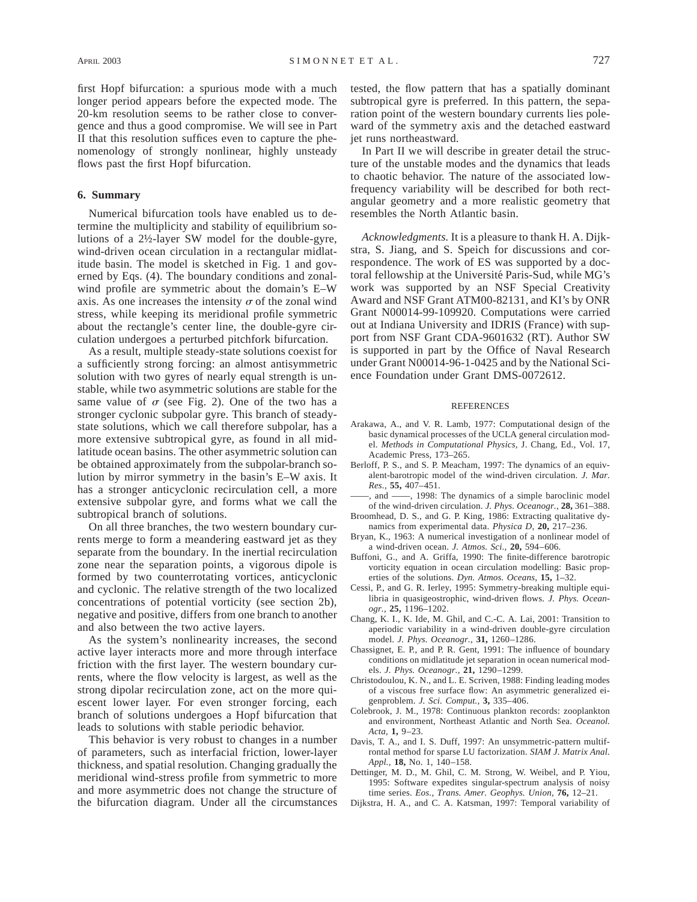first Hopf bifurcation: a spurious mode with a much longer period appears before the expected mode. The 20-km resolution seems to be rather close to convergence and thus a good compromise. We will see in Part II that this resolution suffices even to capture the phenomenology of strongly nonlinear, highly unsteady flows past the first Hopf bifurcation.

## 6. Summary

Numerical bifurcation tools have enabled us to determine the multiplicity and stability of equilibrium solutions of a 2½-layer SW model for the double-gyre, wind-driven ocean circulation in a rectangular midlatitude basin. The model is sketched in Fig. 1 and governed by Eqs. (4). The boundary conditions and zonal-wind profile are symmetric about the domain's E–W axis. As one increases the intensity $\sigma$ of the zonal wind stress, while keeping its meridional profile symmetric about the rectangle's center line, the double-gyre circulation undergoes a perturbed pitchfork bifurcation.

As a result, multiple steady-state solutions coexist for a sufficiently strong forcing: an almost antisymmetric solution with two gyres of nearly equal strength is unstable, while two asymmetric solutions are stable for the same value of $\sigma$ (see Fig. 2). One of the two has a stronger cyclonic subpolar gyre. This branch of steady-state solutions, which we call therefore subpolar, has a more extensive subtropical gyre, as found in all midlatitude ocean basins. The other asymmetric solution can be obtained approximately from the subpolar-branch solution by mirror symmetry in the basin's E–W axis. It has a stronger anticyclonic recirculation cell, a more extensive subpolar gyre, and forms what we call the subtropical branch of solutions.

On all three branches, the two western boundary currents merge to form a meandering eastward jet as they separate from the boundary. In the inertial recirculation zone near the separation points, a vigorous dipole is formed by two counterrotating vortices, anticyclonic and cyclonic. The relative strength of the two localized concentrations of potential vorticity (see section 2b), negative and positive, differs from one branch to another and also between the two active layers.

As the system's nonlinearity increases, the second active layer interacts more and more through interface friction with the first layer. The western boundary currents, where the flow velocity is largest, as well as the strong dipolar recirculation zone, act on the more quiescent lower layer. For even stronger forcing, each branch of solutions undergoes a Hopf bifurcation that leads to solutions with stable periodic behavior.

This behavior is very robust to changes in a number of parameters, such as interfacial friction, lower-layer thickness, and spatial resolution. Changing gradually the meridional wind-stress profile from symmetric to more and more asymmetric does not change the structure of the bifurcation diagram. Under all the circumstances tested, the flow pattern that has a spatially dominant subtropical gyre is preferred. In this pattern, the separation point of the western boundary currents lies poleward of the symmetry axis and the detached eastward jet runs northeastward.

In Part II we will describe in greater detail the structure of the unstable modes and the dynamics that leads to chaotic behavior. The nature of the associated low-frequency variability will be described for both rectangular geometry and a more realistic geometry that resembles the North Atlantic basin.

*Acknowledgments.* It is a pleasure to thank H. A. Dijkstra, S. Jiang, and S. Speich for discussions and correspondence. The work of ES was supported by a doctoral fellowship at the Université Paris-Sud, while MG's work was supported by an NSF Special Creativity Award and NSF Grant ATM00-82131, and KI's by ONR Grant N00014-99-109920. Computations were carried out at Indiana University and IDRIS (France) with support from NSF Grant CDA-9601632 (RT). Author SW is supported in part by the Office of Naval Research under Grant N00014-96-1-0425 and by the National Science Foundation under Grant DMS-0072612.

## REFERENCES

Arakawa, A., and V. R. Lamb, 1977: Computational design of the basic dynamical processes of the UCLA general circulation model. *Methods in Computational Physics,* J. Chang, Ed., Vol. 17, Academic Press, 173–265.

Berloff, P. S., and S. P. Meacham, 1997: The dynamics of an equivalent-barotropic model of the wind-driven circulation. *J. Mar. Res.,* **55,** 407–451.

——, and ——, 1998: The dynamics of a simple baroclinic model of the wind-driven circulation. *J. Phys. Oceanogr.,* **28,** 361–388.

Broomhead, D. S., and G. P. King, 1986: Extracting qualitative dynamics from experimental data. *Physica D,* **20,** 217–236.

Bryan, K., 1963: A numerical investigation of a nonlinear model of a wind-driven ocean. *J. Atmos. Sci.,* **20,** 594–606.

Buffoni, G., and A. Griffa, 1990: The finite-difference barotropic vorticity equation in ocean circulation modelling: Basic properties of the solutions. *Dyn. Atmos. Oceans,* **15,** 1–32.

Cessi, P., and G. R. Ierley, 1995: Symmetry-breaking multiple equilibria in quasigeostrophic, wind-driven flows. *J. Phys. Oceanogr.,* **25,** 1196–1202.

Chang, K. I., K. Ide, M. Ghil, and C.-C. A. Lai, 2001: Transition to aperiodic variability in a wind-driven double-gyre circulation model. *J. Phys. Oceanogr.,* **31,** 1260–1286.

Chassignet, E. P., and P. R. Gent, 1991: The influence of boundary conditions on midlatitude jet separation in ocean numerical models. *J. Phys. Oceanogr.,* **21,** 1290–1299.

Christodoulou, K. N., and L. E. Scriven, 1988: Finding leading modes of a viscous free surface flow: An asymmetric generalized eigenproblem. *J. Sci. Comput.,* **3,** 335–406.

Colebrook, J. M., 1978: Continuous plankton records: zooplankton and environment, Northeast Atlantic and North Sea. *Oceanol. Acta,* **1,** 9–23.

Davis, T. A., and I. S. Duff, 1997: An unsymmetric-pattern multifrontal method for sparse LU factorization. *SIAM J. Matrix Anal. Appl.,* **18,** No. 1, 140–158.

Dettinger, M. D., M. Ghil, C. M. Strong, W. Weibel, and P. Yiou, 1995: Software expedites singular-spectrum analysis of noisy time series. *Eos, Trans. Amer. Geophys. Union,* **76,** 12–21.

Dijkstra, H. A., and C. A. Katsman, 1997: Temporal variability of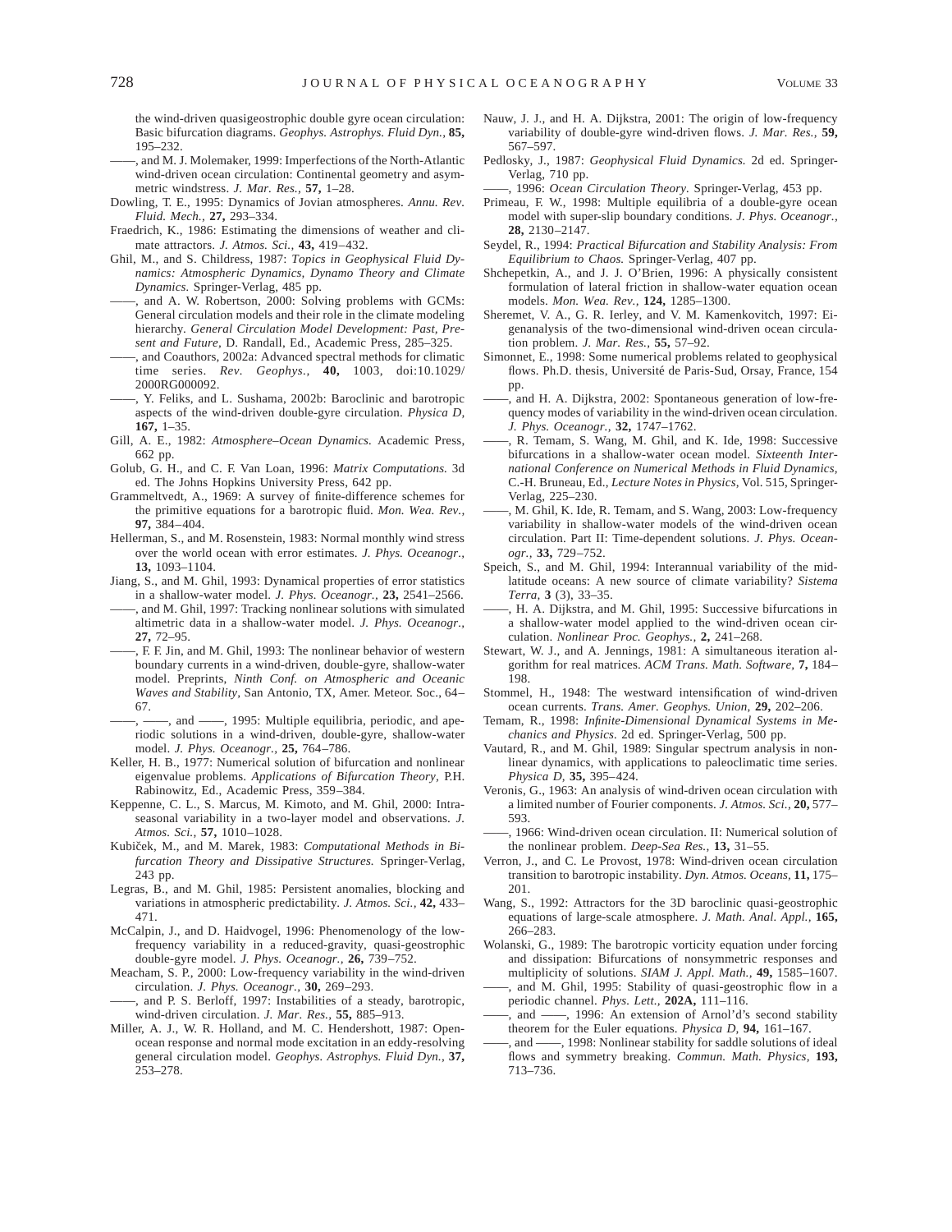the wind-driven quasigeostrophic double gyre ocean circulation: Basic bifurcation diagrams. *Geophys. Astrophys. Fluid Dyn.,* **85,** 195–232.

——, and M. J. Molemaker, 1999: Imperfections of the North-Atlantic wind-driven ocean circulation: Continental geometry and asymmetric windstress. *J. Mar. Res.,* **57,** 1–28.

Dowling, T. E., 1995: Dynamics of Jovian atmospheres. *Annu. Rev. Fluid. Mech.,* **27,** 293–334.

Fraedrich, K., 1986: Estimating the dimensions of weather and climate attractors. *J. Atmos. Sci.,* **43,** 419–432.

Ghil, M., and S. Childress, 1987: *Topics in Geophysical Fluid Dynamics: Atmospheric Dynamics, Dynamo Theory and Climate Dynamics.* Springer-Verlag, 485 pp.

——, and A. W. Robertson, 2000: Solving problems with GCMs: General circulation models and their role in the climate modeling hierarchy. *General Circulation Model Development: Past, Present and Future,* D. Randall, Ed., Academic Press, 285–325.

——, and Coauthors, 2002a: Advanced spectral methods for climatic time series. *Rev. Geophys.,* **40,** 1003, doi:10.1029/2000RG000092.

——, Y. Feliks, and L. Sushama, 2002b: Baroclinic and barotropic aspects of the wind-driven double-gyre circulation. *Physica D,* **167,** 1–35.

Gill, A. E., 1982: *Atmosphere–Ocean Dynamics.* Academic Press, 662 pp.

Golub, G. H., and C. F. Van Loan, 1996: *Matrix Computations.* 3d ed. The Johns Hopkins University Press, 642 pp.

Grammeltvedt, A., 1969: A survey of finite-difference schemes for the primitive equations for a barotropic fluid. *Mon. Wea. Rev.,* **97,** 384–404.

Hellerman, S., and M. Rosenstein, 1983: Normal monthly wind stress over the world ocean with error estimates. *J. Phys. Oceanogr.,* **13,** 1093–1104.

Jiang, S., and M. Ghil, 1993: Dynamical properties of error statistics in a shallow-water model. *J. Phys. Oceanogr.,* **23,** 2541–2566.

——, and M. Ghil, 1997: Tracking nonlinear solutions with simulated altimetric data in a shallow-water model. *J. Phys. Oceanogr.,* **27,** 72–95.

——, F. F. Jin, and M. Ghil, 1993: The nonlinear behavior of western boundary currents in a wind-driven, double-gyre, shallow-water model. Preprints, *Ninth Conf. on Atmospheric and Oceanic Waves and Stability,* San Antonio, TX, Amer. Meteor. Soc., 64–67.

——, ——, and ——, 1995: Multiple equilibria, periodic, and aperiodic solutions in a wind-driven, double-gyre, shallow-water model. *J. Phys. Oceanogr.,* **25,** 764–786.

Keller, H. B., 1977: Numerical solution of bifurcation and nonlinear eigenvalue problems. *Applications of Bifurcation Theory,* P.H. Rabinowitz, Ed., Academic Press, 359–384.

Keppenne, C. L., S. Marcus, M. Kimoto, and M. Ghil, 2000: Intraseasonal variability in a two-layer model and observations. *J. Atmos. Sci.,* **57,** 1010–1028.

Kubiček, M., and M. Marek, 1983: *Computational Methods in Bifurcation Theory and Dissipative Structures.* Springer-Verlag, 243 pp.

Legras, B., and M. Ghil, 1985: Persistent anomalies, blocking and variations in atmospheric predictability. *J. Atmos. Sci.,* **42,** 433–471.

McCalpin, J., and D. Haidvogel, 1996: Phenomenology of the low-frequency variability in a reduced-gravity, quasi-geostrophic double-gyre model. *J. Phys. Oceanogr.,* **26,** 739–752.

Meacham, S. P., 2000: Low-frequency variability in the wind-driven circulation. *J. Phys. Oceanogr.,* **30,** 269–293.

——, and P. S. Berloff, 1997: Instabilities of a steady, barotropic, wind-driven circulation. *J. Mar. Res.,* **55,** 885–913.

Miller, A. J., W. R. Holland, and M. C. Hendershott, 1987: Open-ocean response and normal mode excitation in an eddy-resolving general circulation model. *Geophys. Astrophys. Fluid Dyn.,* **37,** 253–278.

Nauw, J. J., and H. A. Dijkstra, 2001: The origin of low-frequency variability of double-gyre wind-driven flows. *J. Mar. Res.,* **59,** 567–597.

Pedlosky, J., 1987: *Geophysical Fluid Dynamics.* 2d ed. Springer-Verlag, 710 pp.

——, 1996: *Ocean Circulation Theory.* Springer-Verlag, 453 pp.

Primeau, F. W., 1998: Multiple equilibria of a double-gyre ocean model with super-slip boundary conditions. *J. Phys. Oceanogr.,* **28,** 2130–2147.

Seydel, R., 1994: *Practical Bifurcation and Stability Analysis: From Equilibrium to Chaos.* Springer-Verlag, 407 pp.

Shchepetkin, A., and J. J. O'Brien, 1996: A physically consistent formulation of lateral friction in shallow-water equation ocean models. *Mon. Wea. Rev.,* **124,** 1285–1300.

Sheremet, V. A., G. R. Ierley, and V. M. Kamenkovitch, 1997: Eigenanalysis of the two-dimensional wind-driven ocean circulation problem. *J. Mar. Res.,* **55,** 57–92.

Simonnet, E., 1998: Some numerical problems related to geophysical flows. Ph.D. thesis, Université de Paris-Sud, Orsay, France, 154 pp.

——, and H. A. Dijkstra, 2002: Spontaneous generation of low-frequency modes of variability in the wind-driven ocean circulation. *J. Phys. Oceanogr.,* **32,** 1747–1762.

——, R. Temam, S. Wang, M. Ghil, and K. Ide, 1998: Successive bifurcations in a shallow-water ocean model. *Sixteenth International Conference on Numerical Methods in Fluid Dynamics,* C.-H. Bruneau, Ed., *Lecture Notes in Physics,* Vol. 515, Springer-Verlag, 225–230.

——, M. Ghil, K. Ide, R. Temam, and S. Wang, 2003: Low-frequency variability in shallow-water models of the wind-driven ocean circulation. Part II: Time-dependent solutions. *J. Phys. Oceanogr.,* **33,** 729–752.

Speich, S., and M. Ghil, 1994: Interannual variability of the mid-latitude oceans: A new source of climate variability? *Sistema Terra,* **3** (3), 33–35.

——, H. A. Dijkstra, and M. Ghil, 1995: Successive bifurcations in a shallow-water model applied to the wind-driven ocean circulation. *Nonlinear Proc. Geophys.,* **2,** 241–268.

Stewart, W. J., and A. Jennings, 1981: A simultaneous iteration algorithm for real matrices. *ACM Trans. Math. Software,* **7,** 184–198.

Stommel, H., 1948: The westward intensification of wind-driven ocean currents. *Trans. Amer. Geophys. Union,* **29,** 202–206.

Temam, R., 1998: *Infinite-Dimensional Dynamical Systems in Mechanics and Physics.* 2d ed. Springer-Verlag, 500 pp.

Vautard, R., and M. Ghil, 1989: Singular spectrum analysis in nonlinear dynamics, with applications to paleoclimatic time series. *Physica D,* **35,** 395–424.

Veronis, G., 1963: An analysis of wind-driven ocean circulation with a limited number of Fourier components. *J. Atmos. Sci.,* **20,** 577–593.

——, 1966: Wind-driven ocean circulation. II: Numerical solution of the nonlinear problem. *Deep-Sea Res.,* **13,** 31–55.

Verron, J., and C. Le Provost, 1978: Wind-driven ocean circulation transition to barotropic instability. *Dyn. Atmos. Oceans,* **11,** 175–201.

Wang, S., 1992: Attractors for the 3D baroclinic quasi-geostrophic equations of large-scale atmosphere. *J. Math. Anal. Appl.,* **165,** 266–283.

Wolanski, G., 1989: The barotropic vorticity equation under forcing and dissipation: Bifurcations of nonsymmetric responses and multiplicity of solutions. *SIAM J. Appl. Math.,* **49,** 1585–1607.

——, and M. Ghil, 1995: Stability of quasi-geostrophic flow in a periodic channel. *Phys. Lett.,* **202A,** 111–116.

——, and ——, 1996: An extension of Arnol'd's second stability theorem for the Euler equations. *Physica D,* **94,** 161–167.

——, and ——, 1998: Nonlinear stability for saddle solutions of ideal flows and symmetry breaking. *Commun. Math. Physics,* **193,** 713–736.